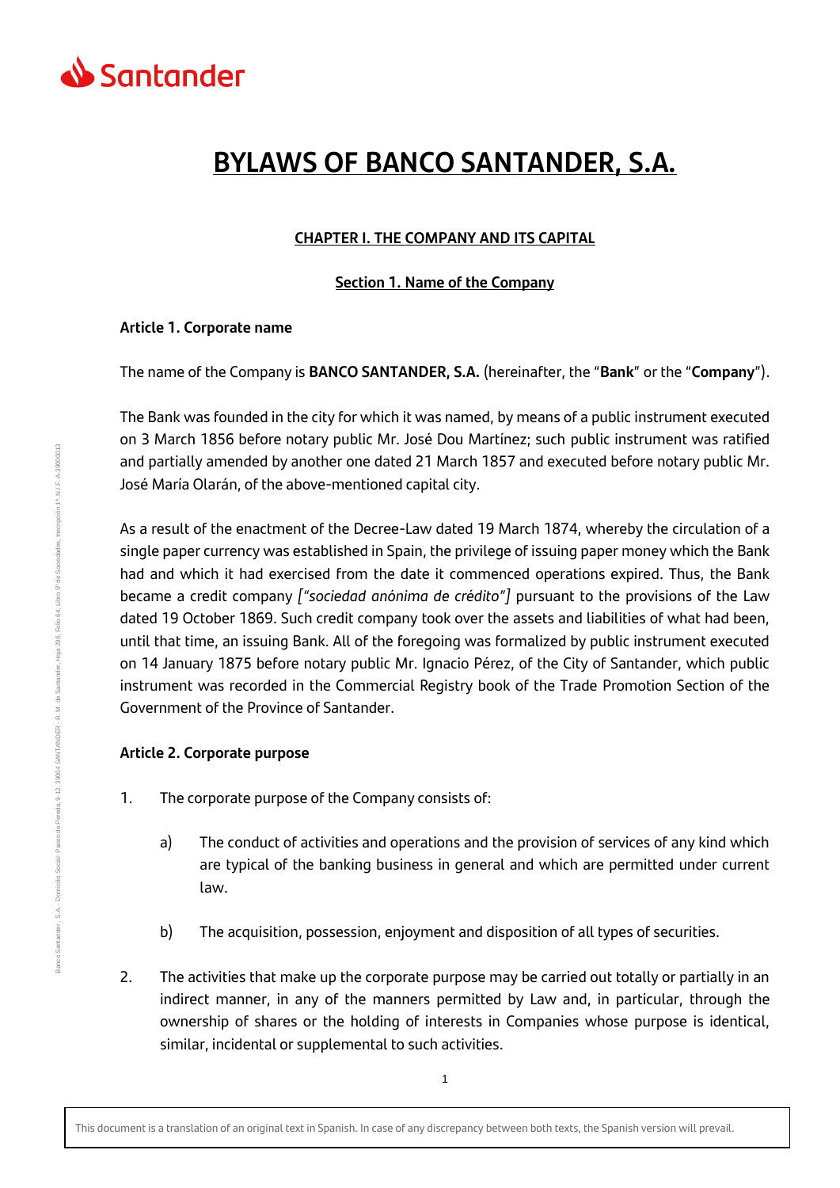# BYLAWS OF BANCO SANTANDER, S.A.

## CHAPTER I. THE COMPANY AND ITS CAPITAL

### Section 1. Name of the Company

**Article 1. Corporate name**

The name of the Company is **BANCO SANTANDER, S.A.** (hereinafter, the "**Bank**" or the "**Company**").

The Bank was founded in the city for which it was named, by means of a public instrument executed on 3 March 1856 before notary public Mr. José Dou Martínez; such public instrument was ratified and partially amended by another one dated 21 March 1857 and executed before notary public Mr. José María Olarán, of the above-mentioned capital city.

As a result of the enactment of the Decree-Law dated 19 March 1874, whereby the circulation of a single paper currency was established in Spain, the privilege of issuing paper money which the Bank had and which it had exercised from the date it commenced operations expired. Thus, the Bank became a credit company *["sociedad anónima de crédito"]* pursuant to the provisions of the Law dated 19 October 1869. Such credit company took over the assets and liabilities of what had been, until that time, an issuing Bank. All of the foregoing was formalized by public instrument executed on 14 January 1875 before notary public Mr. Ignacio Pérez, of the City of Santander, which public instrument was recorded in the Commercial Registry book of the Trade Promotion Section of the Government of the Province of Santander.

**Article 2. Corporate purpose**

1. The corporate purpose of the Company consists of:

    a) The conduct of activities and operations and the provision of services of any kind which are typical of the banking business in general and which are permitted under current law.

    b) The acquisition, possession, enjoyment and disposition of all types of securities.

2. The activities that make up the corporate purpose may be carried out totally or partially in an indirect manner, in any of the manners permitted by Law and, in particular, through the ownership of shares or the holding of interests in Companies whose purpose is identical, similar, incidental or supplemental to such activities.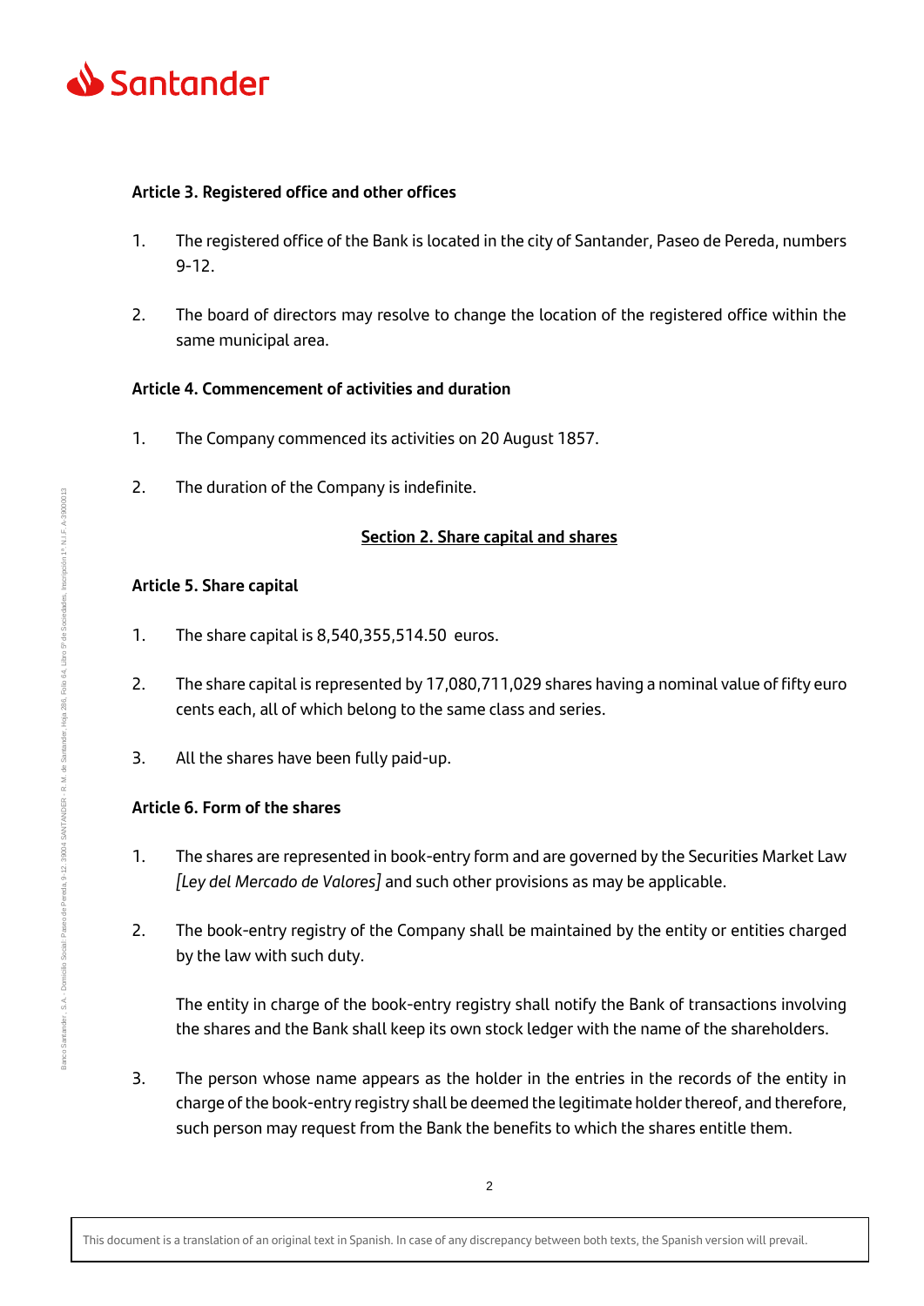**Article 3. Registered office and other offices**

1. The registered office of the Bank is located in the city of Santander, Paseo de Pereda, numbers 9-12.

2. The board of directors may resolve to change the location of the registered office within the same municipal area.

**Article 4. Commencement of activities and duration**

1. The Company commenced its activities on 20 August 1857.

2. The duration of the Company is indefinite.

## Section 2. Share capital and shares

**Article 5. Share capital**

1. The share capital is 8,540,355,514.50 euros.

2. The share capital is represented by 17,080,711,029 shares having a nominal value of fifty euro cents each, all of which belong to the same class and series.

3. All the shares have been fully paid-up.

**Article 6. Form of the shares**

1. The shares are represented in book-entry form and are governed by the Securities Market Law *[Ley del Mercado de Valores]* and such other provisions as may be applicable.

2. The book-entry registry of the Company shall be maintained by the entity or entities charged by the law with such duty.

   The entity in charge of the book-entry registry shall notify the Bank of transactions involving the shares and the Bank shall keep its own stock ledger with the name of the shareholders.

3. The person whose name appears as the holder in the entries in the records of the entity in charge of the book-entry registry shall be deemed the legitimate holder thereof, and therefore, such person may request from the Bank the benefits to which the shares entitle them.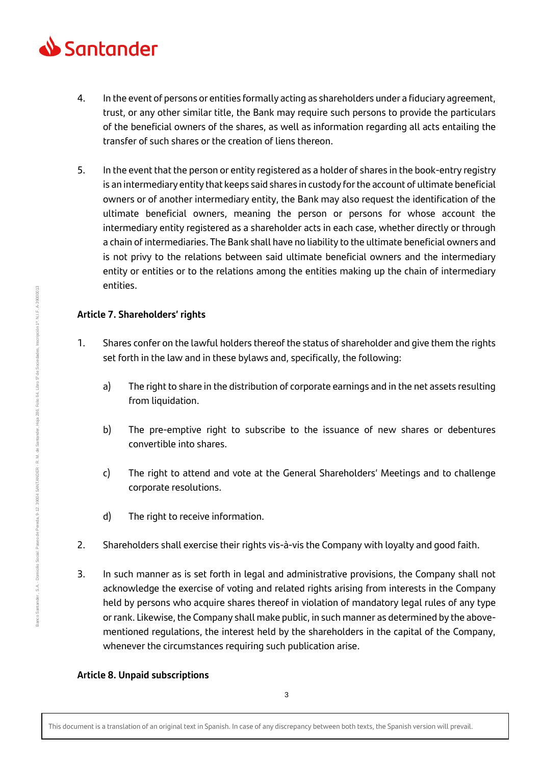4. In the event of persons or entities formally acting as shareholders under a fiduciary agreement, trust, or any other similar title, the Bank may require such persons to provide the particulars of the beneficial owners of the shares, as well as information regarding all acts entailing the transfer of such shares or the creation of liens thereon.

5. In the event that the person or entity registered as a holder of shares in the book-entry registry is an intermediary entity that keeps said shares in custody for the account of ultimate beneficial owners or of another intermediary entity, the Bank may also request the identification of the ultimate beneficial owners, meaning the person or persons for whose account the intermediary entity registered as a shareholder acts in each case, whether directly or through a chain of intermediaries. The Bank shall have no liability to the ultimate beneficial owners and is not privy to the relations between said ultimate beneficial owners and the intermediary entity or entities or to the relations among the entities making up the chain of intermediary entities.

**Article 7. Shareholders' rights**

1. Shares confer on the lawful holders thereof the status of shareholder and give them the rights set forth in the law and in these bylaws and, specifically, the following:

   a) The right to share in the distribution of corporate earnings and in the net assets resulting from liquidation.

   b) The pre-emptive right to subscribe to the issuance of new shares or debentures convertible into shares.

   c) The right to attend and vote at the General Shareholders' Meetings and to challenge corporate resolutions.

   d) The right to receive information.

2. Shareholders shall exercise their rights vis-à-vis the Company with loyalty and good faith.

3. In such manner as is set forth in legal and administrative provisions, the Company shall not acknowledge the exercise of voting and related rights arising from interests in the Company held by persons who acquire shares thereof in violation of mandatory legal rules of any type or rank. Likewise, the Company shall make public, in such manner as determined by the above-mentioned regulations, the interest held by the shareholders in the capital of the Company, whenever the circumstances requiring such publication arise.

**Article 8. Unpaid subscriptions**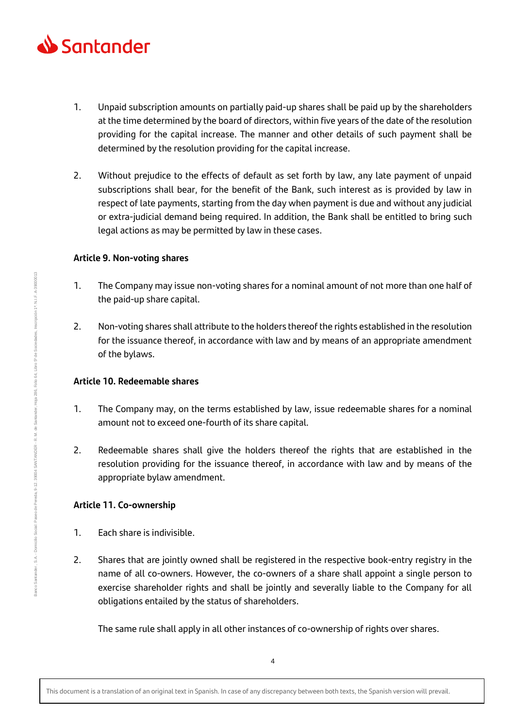1. Unpaid subscription amounts on partially paid-up shares shall be paid up by the shareholders at the time determined by the board of directors, within five years of the date of the resolution providing for the capital increase. The manner and other details of such payment shall be determined by the resolution providing for the capital increase.

2. Without prejudice to the effects of default as set forth by law, any late payment of unpaid subscriptions shall bear, for the benefit of the Bank, such interest as is provided by law in respect of late payments, starting from the day when payment is due and without any judicial or extra-judicial demand being required. In addition, the Bank shall be entitled to bring such legal actions as may be permitted by law in these cases.

**Article 9. Non-voting shares**

1. The Company may issue non-voting shares for a nominal amount of not more than one half of the paid-up share capital.

2. Non-voting shares shall attribute to the holders thereof the rights established in the resolution for the issuance thereof, in accordance with law and by means of an appropriate amendment of the bylaws.

**Article 10. Redeemable shares**

1. The Company may, on the terms established by law, issue redeemable shares for a nominal amount not to exceed one-fourth of its share capital.

2. Redeemable shares shall give the holders thereof the rights that are established in the resolution providing for the issuance thereof, in accordance with law and by means of the appropriate bylaw amendment.

**Article 11. Co-ownership**

1. Each share is indivisible.

2. Shares that are jointly owned shall be registered in the respective book-entry registry in the name of all co-owners. However, the co-owners of a share shall appoint a single person to exercise shareholder rights and shall be jointly and severally liable to the Company for all obligations entailed by the status of shareholders.

   The same rule shall apply in all other instances of co-ownership of rights over shares.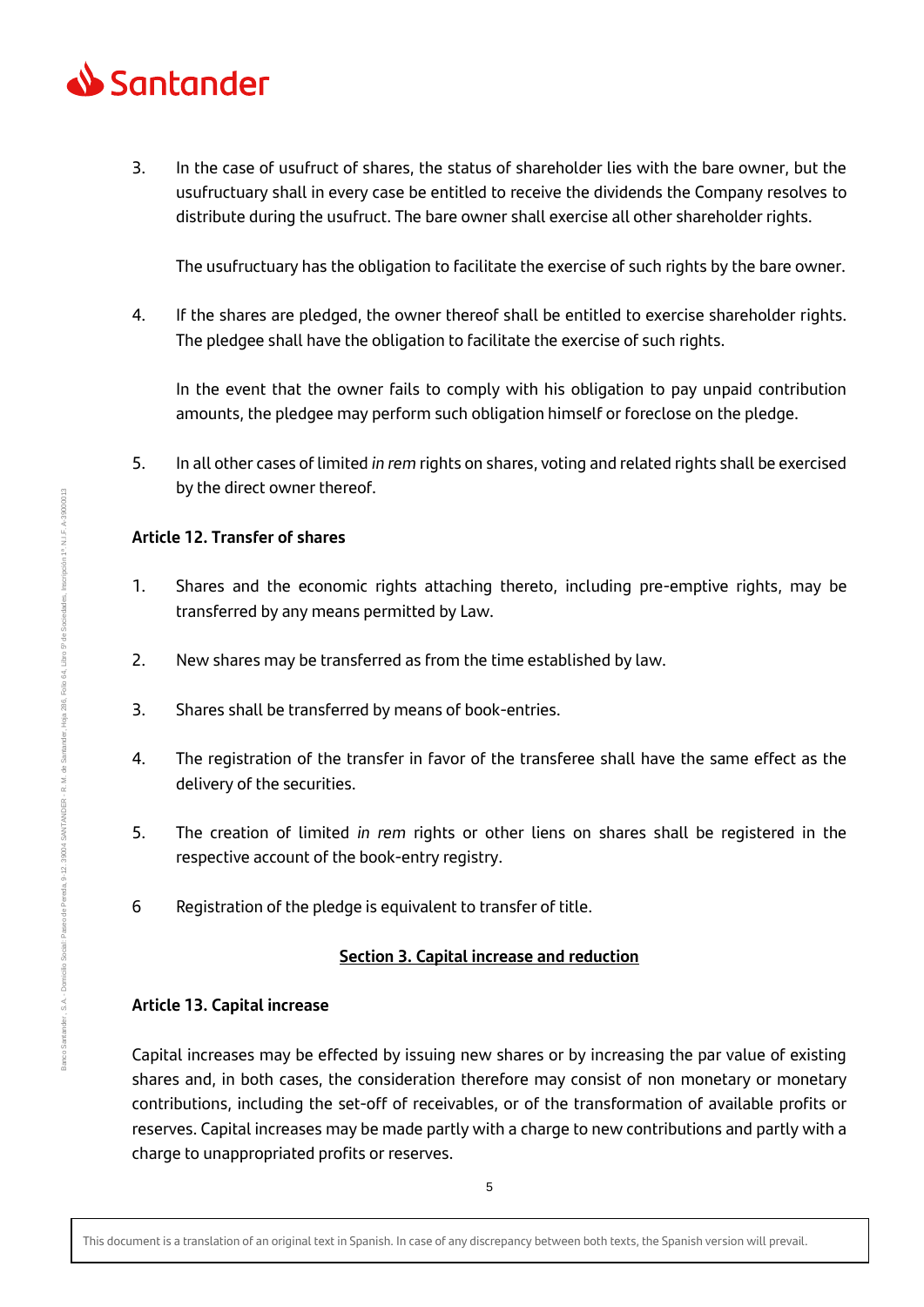3. In the case of usufruct of shares, the status of shareholder lies with the bare owner, but the usufructuary shall in every case be entitled to receive the dividends the Company resolves to distribute during the usufruct. The bare owner shall exercise all other shareholder rights.

   The usufructuary has the obligation to facilitate the exercise of such rights by the bare owner.

4. If the shares are pledged, the owner thereof shall be entitled to exercise shareholder rights. The pledgee shall have the obligation to facilitate the exercise of such rights.

   In the event that the owner fails to comply with his obligation to pay unpaid contribution amounts, the pledgee may perform such obligation himself or foreclose on the pledge.

5. In all other cases of limited *in rem* rights on shares, voting and related rights shall be exercised by the direct owner thereof.

**Article 12. Transfer of shares**

1. Shares and the economic rights attaching thereto, including pre-emptive rights, may be transferred by any means permitted by Law.

2. New shares may be transferred as from the time established by law.

3. Shares shall be transferred by means of book-entries.

4. The registration of the transfer in favor of the transferee shall have the same effect as the delivery of the securities.

5. The creation of limited *in rem* rights or other liens on shares shall be registered in the respective account of the book-entry registry.

6 Registration of the pledge is equivalent to transfer of title.

## Section 3. Capital increase and reduction

**Article 13. Capital increase**

Capital increases may be effected by issuing new shares or by increasing the par value of existing shares and, in both cases, the consideration therefore may consist of non monetary or monetary contributions, including the set-off of receivables, or of the transformation of available profits or reserves. Capital increases may be made partly with a charge to new contributions and partly with a charge to unappropriated profits or reserves.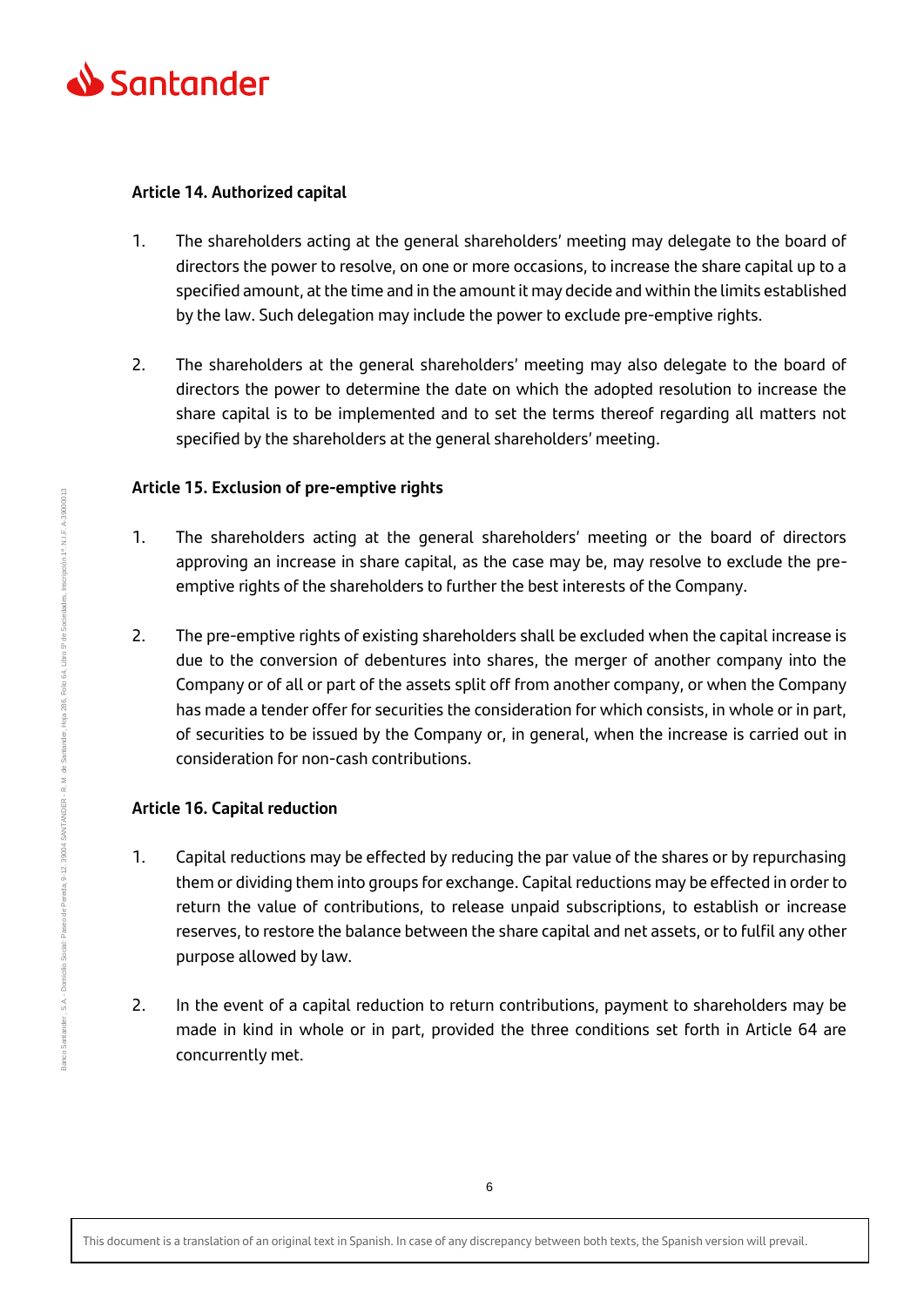### Article 14. Authorized capital

1. The shareholders acting at the general shareholders' meeting may delegate to the board of directors the power to resolve, on one or more occasions, to increase the share capital up to a specified amount, at the time and in the amount it may decide and within the limits established by the law. Such delegation may include the power to exclude pre-emptive rights.

2. The shareholders at the general shareholders' meeting may also delegate to the board of directors the power to determine the date on which the adopted resolution to increase the share capital is to be implemented and to set the terms thereof regarding all matters not specified by the shareholders at the general shareholders' meeting.

### Article 15. Exclusion of pre-emptive rights

1. The shareholders acting at the general shareholders' meeting or the board of directors approving an increase in share capital, as the case may be, may resolve to exclude the pre-emptive rights of the shareholders to further the best interests of the Company.

2. The pre-emptive rights of existing shareholders shall be excluded when the capital increase is due to the conversion of debentures into shares, the merger of another company into the Company or of all or part of the assets split off from another company, or when the Company has made a tender offer for securities the consideration for which consists, in whole or in part, of securities to be issued by the Company or, in general, when the increase is carried out in consideration for non-cash contributions.

### Article 16. Capital reduction

1. Capital reductions may be effected by reducing the par value of the shares or by repurchasing them or dividing them into groups for exchange. Capital reductions may be effected in order to return the value of contributions, to release unpaid subscriptions, to establish or increase reserves, to restore the balance between the share capital and net assets, or to fulfil any other purpose allowed by law.

2. In the event of a capital reduction to return contributions, payment to shareholders may be made in kind in whole or in part, provided the three conditions set forth in Article 64 are concurrently met.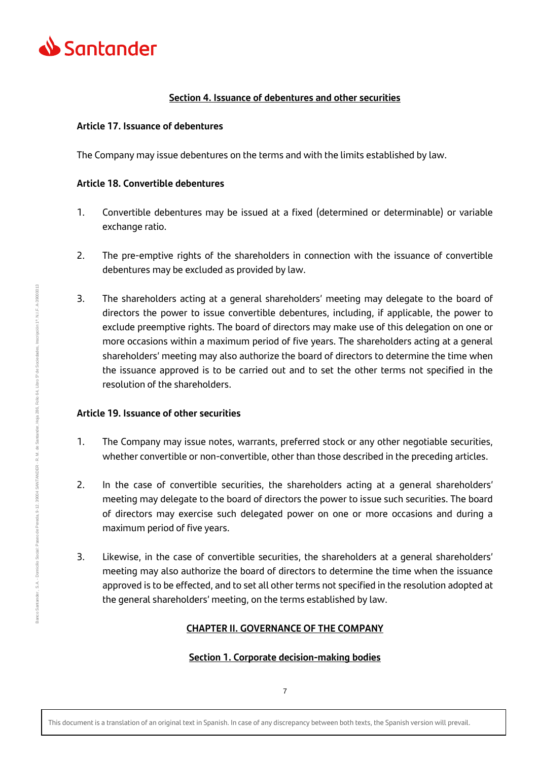## Section 4. Issuance of debentures and other securities

**Article 17. Issuance of debentures**

The Company may issue debentures on the terms and with the limits established by law.

**Article 18. Convertible debentures**

1. Convertible debentures may be issued at a fixed (determined or determinable) or variable exchange ratio.

2. The pre-emptive rights of the shareholders in connection with the issuance of convertible debentures may be excluded as provided by law.

3. The shareholders acting at a general shareholders' meeting may delegate to the board of directors the power to issue convertible debentures, including, if applicable, the power to exclude preemptive rights. The board of directors may make use of this delegation on one or more occasions within a maximum period of five years. The shareholders acting at a general shareholders' meeting may also authorize the board of directors to determine the time when the issuance approved is to be carried out and to set the other terms not specified in the resolution of the shareholders.

**Article 19. Issuance of other securities**

1. The Company may issue notes, warrants, preferred stock or any other negotiable securities, whether convertible or non-convertible, other than those described in the preceding articles.

2. In the case of convertible securities, the shareholders acting at a general shareholders' meeting may delegate to the board of directors the power to issue such securities. The board of directors may exercise such delegated power on one or more occasions and during a maximum period of five years.

3. Likewise, in the case of convertible securities, the shareholders at a general shareholders' meeting may also authorize the board of directors to determine the time when the issuance approved is to be effected, and to set all other terms not specified in the resolution adopted at the general shareholders' meeting, on the terms established by law.

# CHAPTER II. GOVERNANCE OF THE COMPANY

## Section 1. Corporate decision-making bodies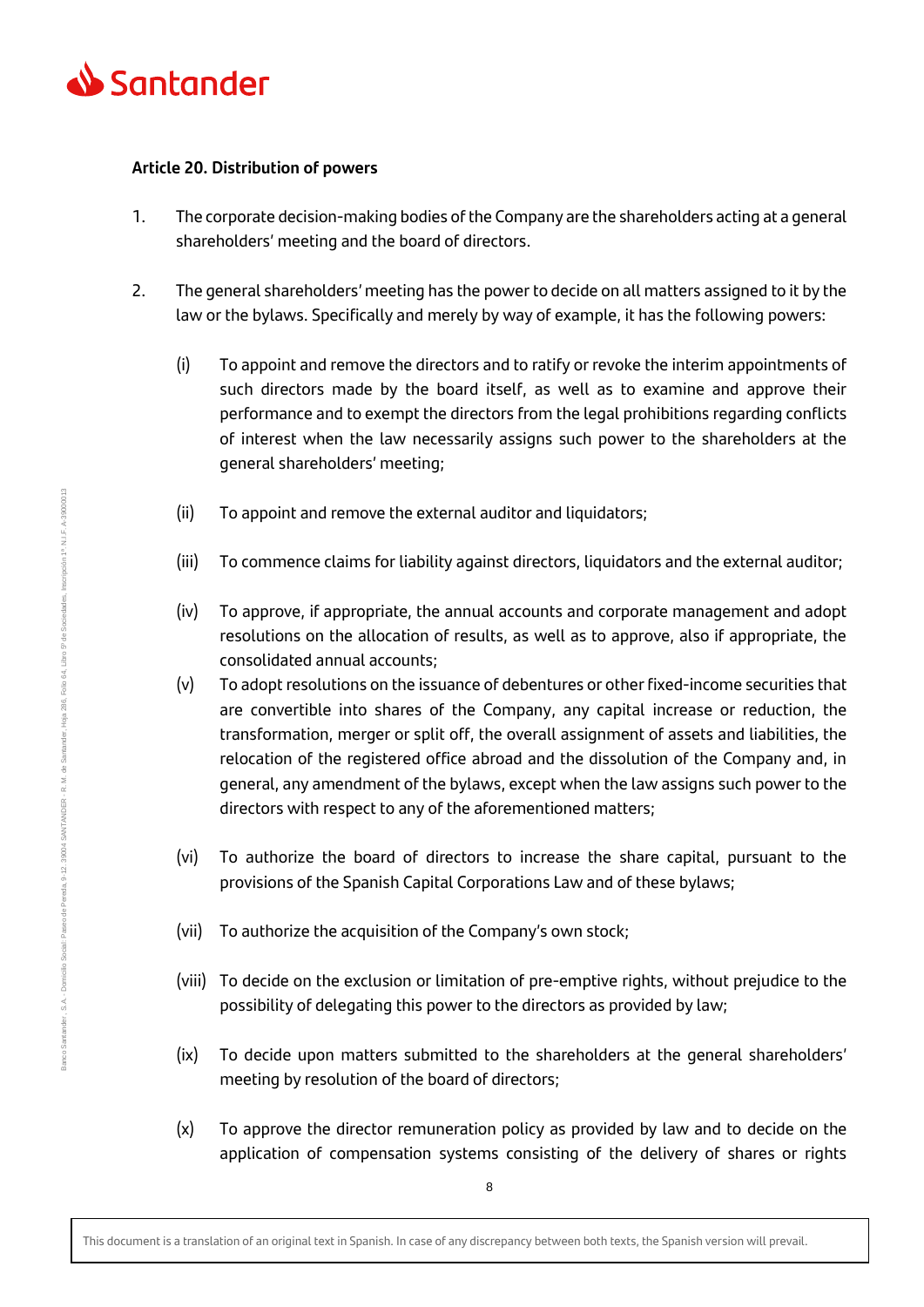**Article 20. Distribution of powers**

1. The corporate decision-making bodies of the Company are the shareholders acting at a general shareholders' meeting and the board of directors.

2. The general shareholders' meeting has the power to decide on all matters assigned to it by the law or the bylaws. Specifically and merely by way of example, it has the following powers:

   (i) To appoint and remove the directors and to ratify or revoke the interim appointments of such directors made by the board itself, as well as to examine and approve their performance and to exempt the directors from the legal prohibitions regarding conflicts of interest when the law necessarily assigns such power to the shareholders at the general shareholders' meeting;

   (ii) To appoint and remove the external auditor and liquidators;

   (iii) To commence claims for liability against directors, liquidators and the external auditor;

   (iv) To approve, if appropriate, the annual accounts and corporate management and adopt resolutions on the allocation of results, as well as to approve, also if appropriate, the consolidated annual accounts;

   (v) To adopt resolutions on the issuance of debentures or other fixed-income securities that are convertible into shares of the Company, any capital increase or reduction, the transformation, merger or split off, the overall assignment of assets and liabilities, the relocation of the registered office abroad and the dissolution of the Company and, in general, any amendment of the bylaws, except when the law assigns such power to the directors with respect to any of the aforementioned matters;

   (vi) To authorize the board of directors to increase the share capital, pursuant to the provisions of the Spanish Capital Corporations Law and of these bylaws;

   (vii) To authorize the acquisition of the Company's own stock;

   (viii) To decide on the exclusion or limitation of pre-emptive rights, without prejudice to the possibility of delegating this power to the directors as provided by law;

   (ix) To decide upon matters submitted to the shareholders at the general shareholders' meeting by resolution of the board of directors;

   (x) To approve the director remuneration policy as provided by law and to decide on the application of compensation systems consisting of the delivery of shares or rights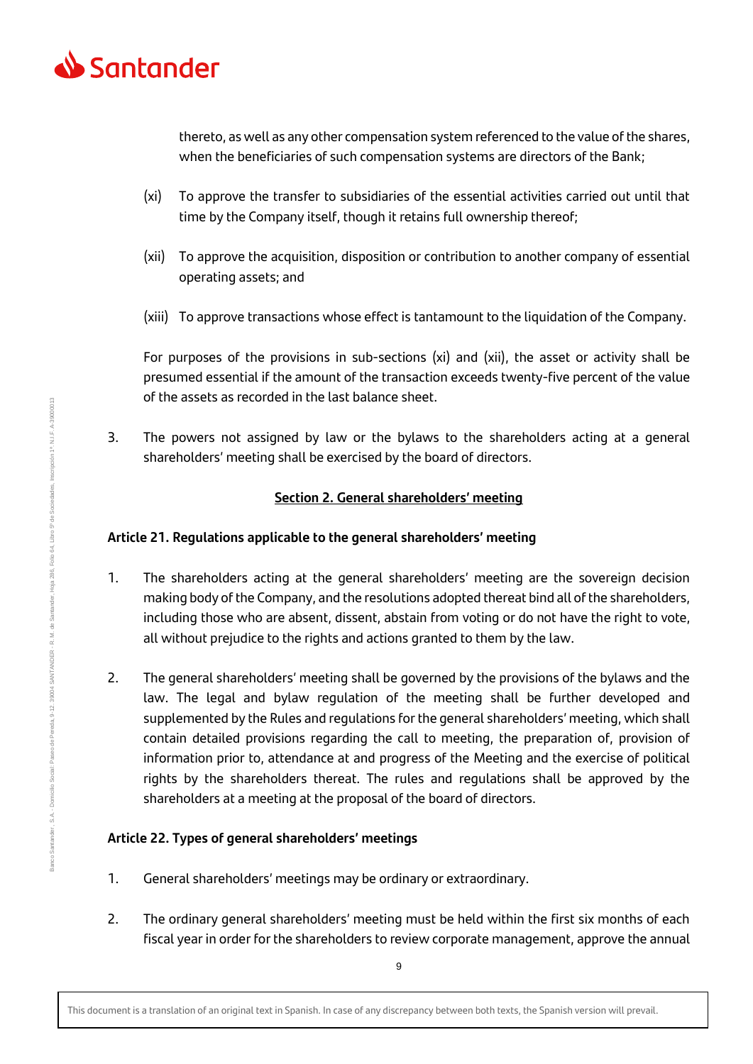thereto, as well as any other compensation system referenced to the value of the shares, when the beneficiaries of such compensation systems are directors of the Bank;

(xi) To approve the transfer to subsidiaries of the essential activities carried out until that time by the Company itself, though it retains full ownership thereof;

(xii) To approve the acquisition, disposition or contribution to another company of essential operating assets; and

(xiii) To approve transactions whose effect is tantamount to the liquidation of the Company.

For purposes of the provisions in sub-sections (xi) and (xii), the asset or activity shall be presumed essential if the amount of the transaction exceeds twenty-five percent of the value of the assets as recorded in the last balance sheet.

3. The powers not assigned by law or the bylaws to the shareholders acting at a general shareholders' meeting shall be exercised by the board of directors.

## Section 2. General shareholders' meeting

### Article 21. Regulations applicable to the general shareholders' meeting

1. The shareholders acting at the general shareholders' meeting are the sovereign decision making body of the Company, and the resolutions adopted thereat bind all of the shareholders, including those who are absent, dissent, abstain from voting or do not have the right to vote, all without prejudice to the rights and actions granted to them by the law.

2. The general shareholders' meeting shall be governed by the provisions of the bylaws and the law. The legal and bylaw regulation of the meeting shall be further developed and supplemented by the Rules and regulations for the general shareholders' meeting, which shall contain detailed provisions regarding the call to meeting, the preparation of, provision of information prior to, attendance at and progress of the Meeting and the exercise of political rights by the shareholders thereat. The rules and regulations shall be approved by the shareholders at a meeting at the proposal of the board of directors.

### Article 22. Types of general shareholders' meetings

1. General shareholders' meetings may be ordinary or extraordinary.

2. The ordinary general shareholders' meeting must be held within the first six months of each fiscal year in order for the shareholders to review corporate management, approve the annual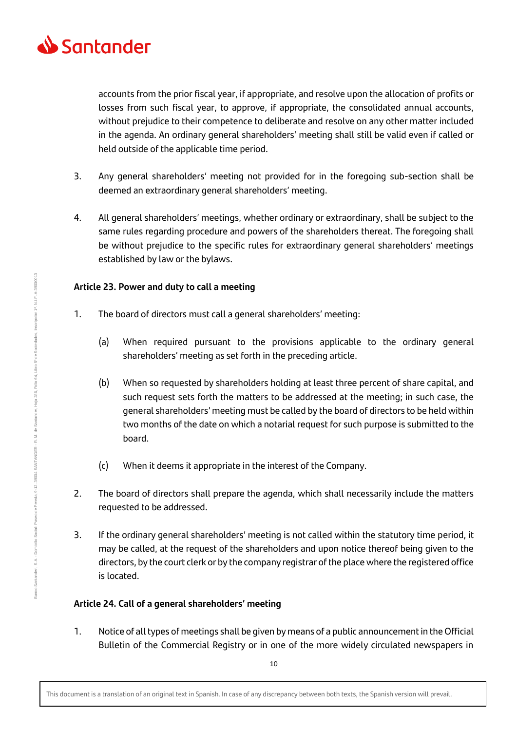accounts from the prior fiscal year, if appropriate, and resolve upon the allocation of profits or losses from such fiscal year, to approve, if appropriate, the consolidated annual accounts, without prejudice to their competence to deliberate and resolve on any other matter included in the agenda. An ordinary general shareholders' meeting shall still be valid even if called or held outside of the applicable time period.

3. Any general shareholders' meeting not provided for in the foregoing sub-section shall be deemed an extraordinary general shareholders' meeting.

4. All general shareholders' meetings, whether ordinary or extraordinary, shall be subject to the same rules regarding procedure and powers of the shareholders thereat. The foregoing shall be without prejudice to the specific rules for extraordinary general shareholders' meetings established by law or the bylaws.

**Article 23. Power and duty to call a meeting**

1. The board of directors must call a general shareholders' meeting:

   (a) When required pursuant to the provisions applicable to the ordinary general shareholders' meeting as set forth in the preceding article.

   (b) When so requested by shareholders holding at least three percent of share capital, and such request sets forth the matters to be addressed at the meeting; in such case, the general shareholders' meeting must be called by the board of directors to be held within two months of the date on which a notarial request for such purpose is submitted to the board.

   (c) When it deems it appropriate in the interest of the Company.

2. The board of directors shall prepare the agenda, which shall necessarily include the matters requested to be addressed.

3. If the ordinary general shareholders' meeting is not called within the statutory time period, it may be called, at the request of the shareholders and upon notice thereof being given to the directors, by the court clerk or by the company registrar of the place where the registered office is located.

**Article 24. Call of a general shareholders' meeting**

1. Notice of all types of meetings shall be given by means of a public announcement in the Official Bulletin of the Commercial Registry or in one of the more widely circulated newspapers in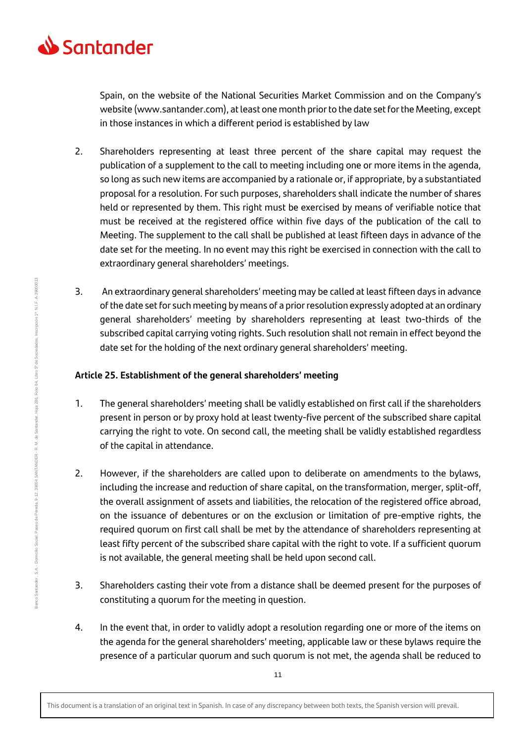Spain, on the website of the National Securities Market Commission and on the Company's website (www.santander.com), at least one month prior to the date set for the Meeting, except in those instances in which a different period is established by law

2. Shareholders representing at least three percent of the share capital may request the publication of a supplement to the call to meeting including one or more items in the agenda, so long as such new items are accompanied by a rationale or, if appropriate, by a substantiated proposal for a resolution. For such purposes, shareholders shall indicate the number of shares held or represented by them. This right must be exercised by means of verifiable notice that must be received at the registered office within five days of the publication of the call to Meeting. The supplement to the call shall be published at least fifteen days in advance of the date set for the meeting. In no event may this right be exercised in connection with the call to extraordinary general shareholders' meetings.

3. An extraordinary general shareholders' meeting may be called at least fifteen days in advance of the date set for such meeting by means of a prior resolution expressly adopted at an ordinary general shareholders' meeting by shareholders representing at least two-thirds of the subscribed capital carrying voting rights. Such resolution shall not remain in effect beyond the date set for the holding of the next ordinary general shareholders' meeting.

**Article 25. Establishment of the general shareholders' meeting**

1. The general shareholders' meeting shall be validly established on first call if the shareholders present in person or by proxy hold at least twenty-five percent of the subscribed share capital carrying the right to vote. On second call, the meeting shall be validly established regardless of the capital in attendance.

2. However, if the shareholders are called upon to deliberate on amendments to the bylaws, including the increase and reduction of share capital, on the transformation, merger, split-off, the overall assignment of assets and liabilities, the relocation of the registered office abroad, on the issuance of debentures or on the exclusion or limitation of pre-emptive rights, the required quorum on first call shall be met by the attendance of shareholders representing at least fifty percent of the subscribed share capital with the right to vote. If a sufficient quorum is not available, the general meeting shall be held upon second call.

3. Shareholders casting their vote from a distance shall be deemed present for the purposes of constituting a quorum for the meeting in question.

4. In the event that, in order to validly adopt a resolution regarding one or more of the items on the agenda for the general shareholders' meeting, applicable law or these bylaws require the presence of a particular quorum and such quorum is not met, the agenda shall be reduced to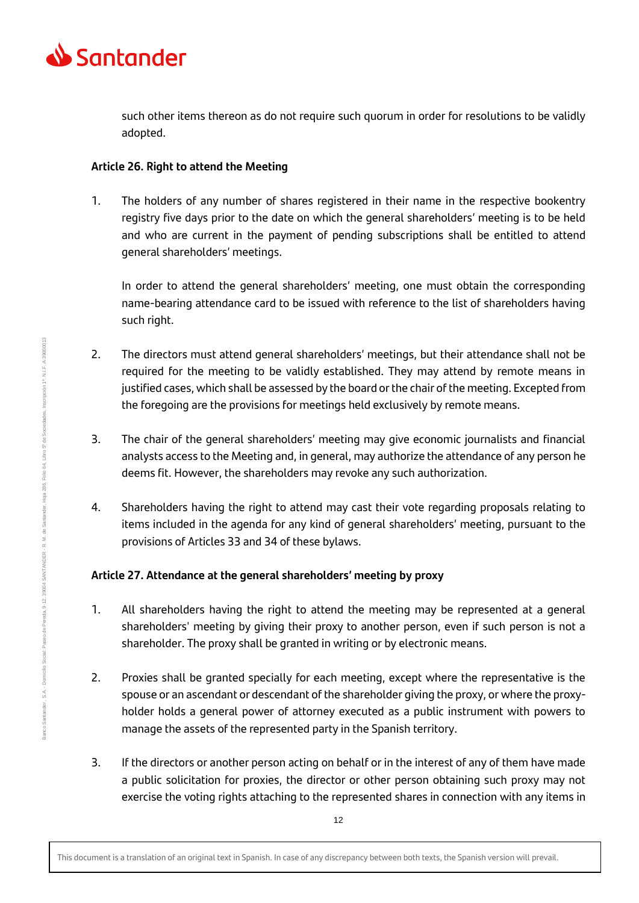such other items thereon as do not require such quorum in order for resolutions to be validly adopted.

**Article 26. Right to attend the Meeting**

1. The holders of any number of shares registered in their name in the respective bookentry registry five days prior to the date on which the general shareholders' meeting is to be held and who are current in the payment of pending subscriptions shall be entitled to attend general shareholders' meetings.

   In order to attend the general shareholders' meeting, one must obtain the corresponding name-bearing attendance card to be issued with reference to the list of shareholders having such right.

2. The directors must attend general shareholders' meetings, but their attendance shall not be required for the meeting to be validly established. They may attend by remote means in justified cases, which shall be assessed by the board or the chair of the meeting. Excepted from the foregoing are the provisions for meetings held exclusively by remote means.

3. The chair of the general shareholders' meeting may give economic journalists and financial analysts access to the Meeting and, in general, may authorize the attendance of any person he deems fit. However, the shareholders may revoke any such authorization.

4. Shareholders having the right to attend may cast their vote regarding proposals relating to items included in the agenda for any kind of general shareholders' meeting, pursuant to the provisions of Articles 33 and 34 of these bylaws.

**Article 27. Attendance at the general shareholders' meeting by proxy**

1. All shareholders having the right to attend the meeting may be represented at a general shareholders' meeting by giving their proxy to another person, even if such person is not a shareholder. The proxy shall be granted in writing or by electronic means.

2. Proxies shall be granted specially for each meeting, except where the representative is the spouse or an ascendant or descendant of the shareholder giving the proxy, or where the proxy-holder holds a general power of attorney executed as a public instrument with powers to manage the assets of the represented party in the Spanish territory.

3. If the directors or another person acting on behalf or in the interest of any of them have made a public solicitation for proxies, the director or other person obtaining such proxy may not exercise the voting rights attaching to the represented shares in connection with any items in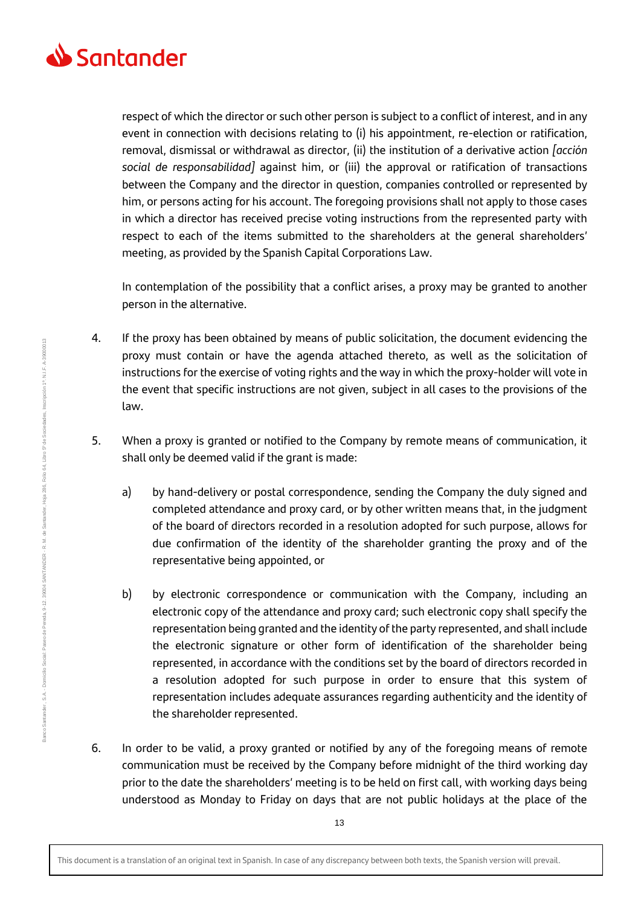respect of which the director or such other person is subject to a conflict of interest, and in any event in connection with decisions relating to (i) his appointment, re-election or ratification, removal, dismissal or withdrawal as director, (ii) the institution of a derivative action *[acción social de responsabilidad]* against him, or (iii) the approval or ratification of transactions between the Company and the director in question, companies controlled or represented by him, or persons acting for his account. The foregoing provisions shall not apply to those cases in which a director has received precise voting instructions from the represented party with respect to each of the items submitted to the shareholders at the general shareholders' meeting, as provided by the Spanish Capital Corporations Law.

In contemplation of the possibility that a conflict arises, a proxy may be granted to another person in the alternative.

4. If the proxy has been obtained by means of public solicitation, the document evidencing the proxy must contain or have the agenda attached thereto, as well as the solicitation of instructions for the exercise of voting rights and the way in which the proxy-holder will vote in the event that specific instructions are not given, subject in all cases to the provisions of the law.

5. When a proxy is granted or notified to the Company by remote means of communication, it shall only be deemed valid if the grant is made:

   a) by hand-delivery or postal correspondence, sending the Company the duly signed and completed attendance and proxy card, or by other written means that, in the judgment of the board of directors recorded in a resolution adopted for such purpose, allows for due confirmation of the identity of the shareholder granting the proxy and of the representative being appointed, or

   b) by electronic correspondence or communication with the Company, including an electronic copy of the attendance and proxy card; such electronic copy shall specify the representation being granted and the identity of the party represented, and shall include the electronic signature or other form of identification of the shareholder being represented, in accordance with the conditions set by the board of directors recorded in a resolution adopted for such purpose in order to ensure that this system of representation includes adequate assurances regarding authenticity and the identity of the shareholder represented.

6. In order to be valid, a proxy granted or notified by any of the foregoing means of remote communication must be received by the Company before midnight of the third working day prior to the date the shareholders' meeting is to be held on first call, with working days being understood as Monday to Friday on days that are not public holidays at the place of the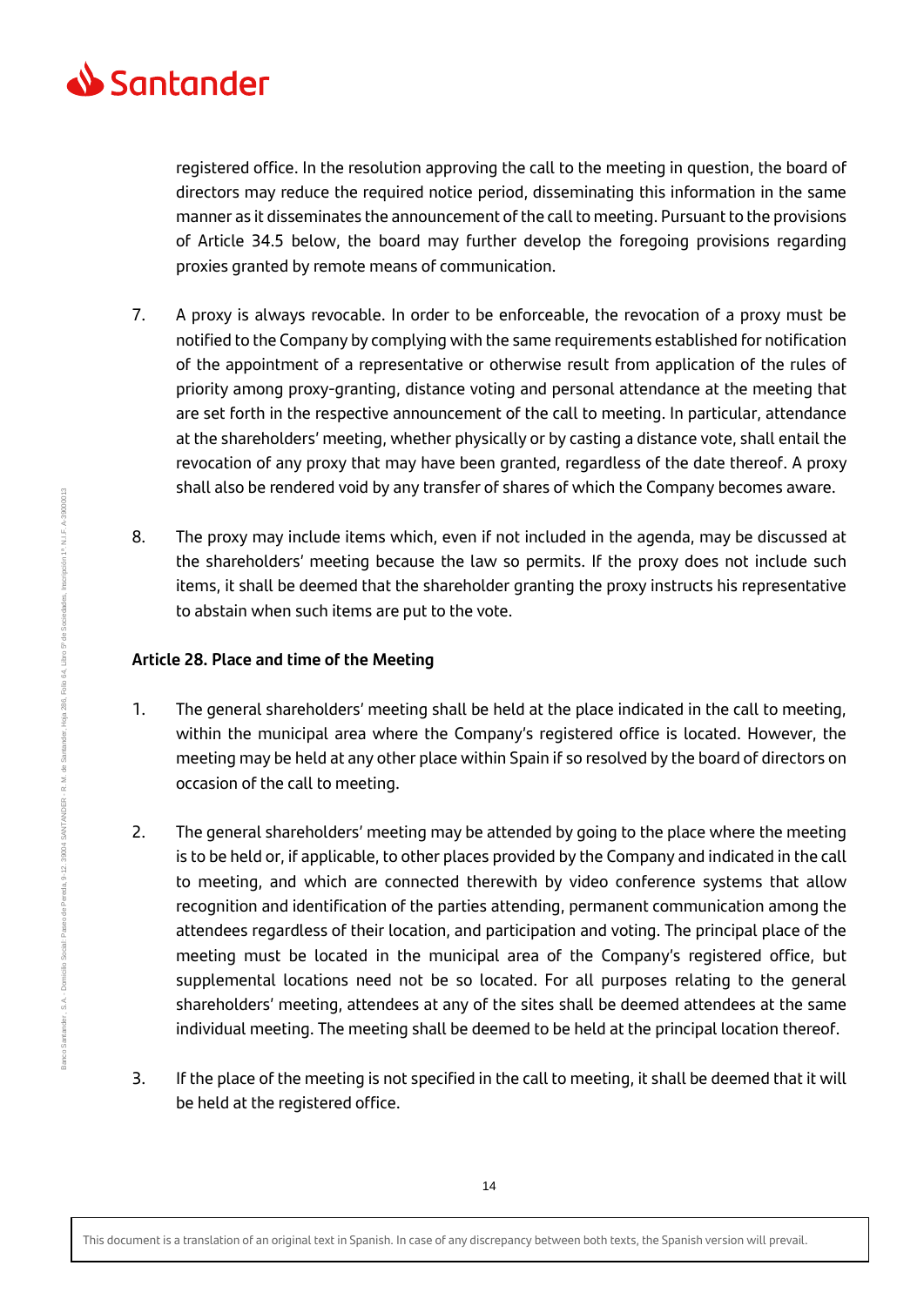registered office. In the resolution approving the call to the meeting in question, the board of directors may reduce the required notice period, disseminating this information in the same manner as it disseminates the announcement of the call to meeting. Pursuant to the provisions of Article 34.5 below, the board may further develop the foregoing provisions regarding proxies granted by remote means of communication.

7. A proxy is always revocable. In order to be enforceable, the revocation of a proxy must be notified to the Company by complying with the same requirements established for notification of the appointment of a representative or otherwise result from application of the rules of priority among proxy-granting, distance voting and personal attendance at the meeting that are set forth in the respective announcement of the call to meeting. In particular, attendance at the shareholders' meeting, whether physically or by casting a distance vote, shall entail the revocation of any proxy that may have been granted, regardless of the date thereof. A proxy shall also be rendered void by any transfer of shares of which the Company becomes aware.

8. The proxy may include items which, even if not included in the agenda, may be discussed at the shareholders' meeting because the law so permits. If the proxy does not include such items, it shall be deemed that the shareholder granting the proxy instructs his representative to abstain when such items are put to the vote.

**Article 28. Place and time of the Meeting**

1. The general shareholders' meeting shall be held at the place indicated in the call to meeting, within the municipal area where the Company's registered office is located. However, the meeting may be held at any other place within Spain if so resolved by the board of directors on occasion of the call to meeting.

2. The general shareholders' meeting may be attended by going to the place where the meeting is to be held or, if applicable, to other places provided by the Company and indicated in the call to meeting, and which are connected therewith by video conference systems that allow recognition and identification of the parties attending, permanent communication among the attendees regardless of their location, and participation and voting. The principal place of the meeting must be located in the municipal area of the Company's registered office, but supplemental locations need not be so located. For all purposes relating to the general shareholders' meeting, attendees at any of the sites shall be deemed attendees at the same individual meeting. The meeting shall be deemed to be held at the principal location thereof.

3. If the place of the meeting is not specified in the call to meeting, it shall be deemed that it will be held at the registered office.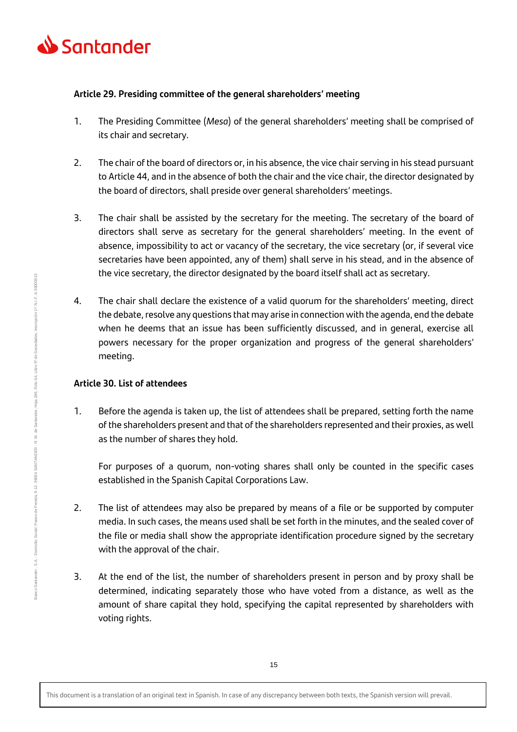### Article 29. Presiding committee of the general shareholders' meeting

1. The Presiding Committee (*Mesa*) of the general shareholders' meeting shall be comprised of its chair and secretary.

2. The chair of the board of directors or, in his absence, the vice chair serving in his stead pursuant to Article 44, and in the absence of both the chair and the vice chair, the director designated by the board of directors, shall preside over general shareholders' meetings.

3. The chair shall be assisted by the secretary for the meeting. The secretary of the board of directors shall serve as secretary for the general shareholders' meeting. In the event of absence, impossibility to act or vacancy of the secretary, the vice secretary (or, if several vice secretaries have been appointed, any of them) shall serve in his stead, and in the absence of the vice secretary, the director designated by the board itself shall act as secretary.

4. The chair shall declare the existence of a valid quorum for the shareholders' meeting, direct the debate, resolve any questions that may arise in connection with the agenda, end the debate when he deems that an issue has been sufficiently discussed, and in general, exercise all powers necessary for the proper organization and progress of the general shareholders' meeting.

### Article 30. List of attendees

1. Before the agenda is taken up, the list of attendees shall be prepared, setting forth the name of the shareholders present and that of the shareholders represented and their proxies, as well as the number of shares they hold.

   For purposes of a quorum, non-voting shares shall only be counted in the specific cases established in the Spanish Capital Corporations Law.

2. The list of attendees may also be prepared by means of a file or be supported by computer media. In such cases, the means used shall be set forth in the minutes, and the sealed cover of the file or media shall show the appropriate identification procedure signed by the secretary with the approval of the chair.

3. At the end of the list, the number of shareholders present in person and by proxy shall be determined, indicating separately those who have voted from a distance, as well as the amount of share capital they hold, specifying the capital represented by shareholders with voting rights.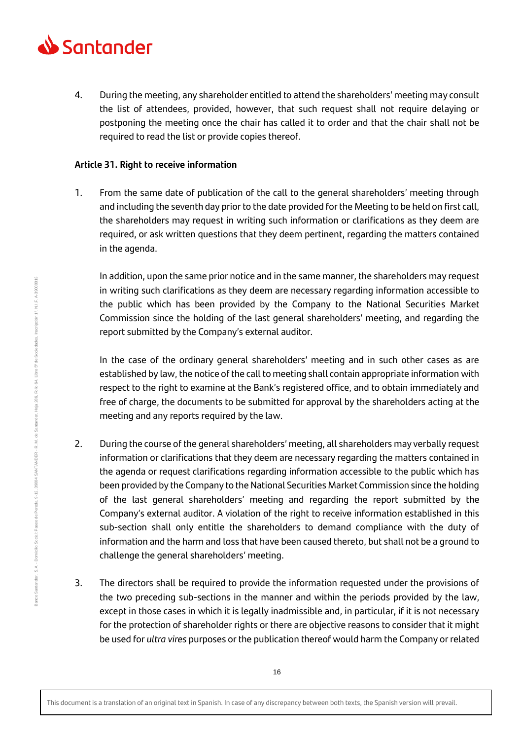4. During the meeting, any shareholder entitled to attend the shareholders' meeting may consult the list of attendees, provided, however, that such request shall not require delaying or postponing the meeting once the chair has called it to order and that the chair shall not be required to read the list or provide copies thereof.

**Article 31. Right to receive information**

1. From the same date of publication of the call to the general shareholders' meeting through and including the seventh day prior to the date provided for the Meeting to be held on first call, the shareholders may request in writing such information or clarifications as they deem are required, or ask written questions that they deem pertinent, regarding the matters contained in the agenda.

   In addition, upon the same prior notice and in the same manner, the shareholders may request in writing such clarifications as they deem are necessary regarding information accessible to the public which has been provided by the Company to the National Securities Market Commission since the holding of the last general shareholders' meeting, and regarding the report submitted by the Company's external auditor.

   In the case of the ordinary general shareholders' meeting and in such other cases as are established by law, the notice of the call to meeting shall contain appropriate information with respect to the right to examine at the Bank's registered office, and to obtain immediately and free of charge, the documents to be submitted for approval by the shareholders acting at the meeting and any reports required by the law.

2. During the course of the general shareholders' meeting, all shareholders may verbally request information or clarifications that they deem are necessary regarding the matters contained in the agenda or request clarifications regarding information accessible to the public which has been provided by the Company to the National Securities Market Commission since the holding of the last general shareholders' meeting and regarding the report submitted by the Company's external auditor. A violation of the right to receive information established in this sub-section shall only entitle the shareholders to demand compliance with the duty of information and the harm and loss that have been caused thereto, but shall not be a ground to challenge the general shareholders' meeting.

3. The directors shall be required to provide the information requested under the provisions of the two preceding sub-sections in the manner and within the periods provided by the law, except in those cases in which it is legally inadmissible and, in particular, if it is not necessary for the protection of shareholder rights or there are objective reasons to consider that it might be used for *ultra vires* purposes or the publication thereof would harm the Company or related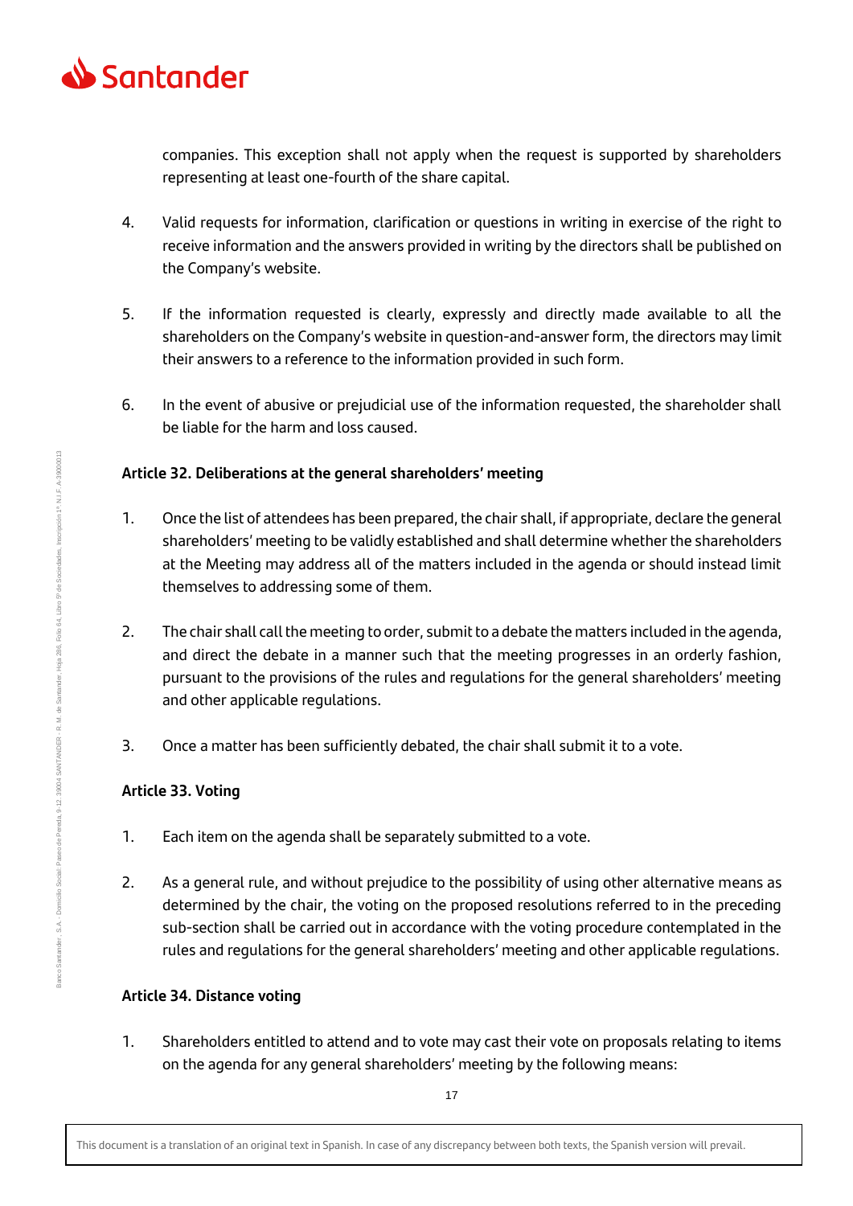companies. This exception shall not apply when the request is supported by shareholders representing at least one-fourth of the share capital.

4. Valid requests for information, clarification or questions in writing in exercise of the right to receive information and the answers provided in writing by the directors shall be published on the Company's website.

5. If the information requested is clearly, expressly and directly made available to all the shareholders on the Company's website in question-and-answer form, the directors may limit their answers to a reference to the information provided in such form.

6. In the event of abusive or prejudicial use of the information requested, the shareholder shall be liable for the harm and loss caused.

**Article 32. Deliberations at the general shareholders' meeting**

1. Once the list of attendees has been prepared, the chair shall, if appropriate, declare the general shareholders' meeting to be validly established and shall determine whether the shareholders at the Meeting may address all of the matters included in the agenda or should instead limit themselves to addressing some of them.

2. The chair shall call the meeting to order, submit to a debate the matters included in the agenda, and direct the debate in a manner such that the meeting progresses in an orderly fashion, pursuant to the provisions of the rules and regulations for the general shareholders' meeting and other applicable regulations.

3. Once a matter has been sufficiently debated, the chair shall submit it to a vote.

**Article 33. Voting**

1. Each item on the agenda shall be separately submitted to a vote.

2. As a general rule, and without prejudice to the possibility of using other alternative means as determined by the chair, the voting on the proposed resolutions referred to in the preceding sub-section shall be carried out in accordance with the voting procedure contemplated in the rules and regulations for the general shareholders' meeting and other applicable regulations.

**Article 34. Distance voting**

1. Shareholders entitled to attend and to vote may cast their vote on proposals relating to items on the agenda for any general shareholders' meeting by the following means: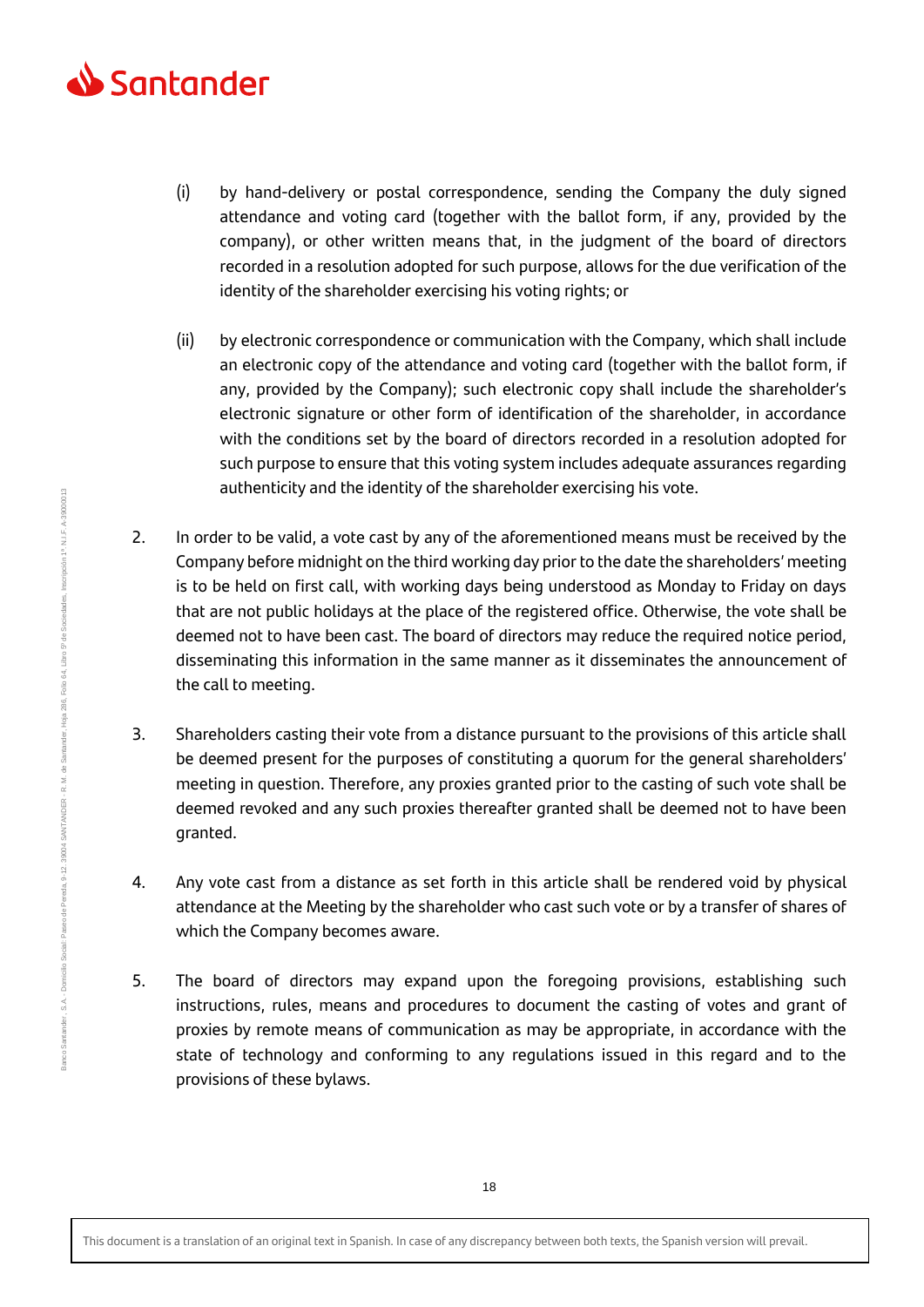(i) by hand-delivery or postal correspondence, sending the Company the duly signed attendance and voting card (together with the ballot form, if any, provided by the company), or other written means that, in the judgment of the board of directors recorded in a resolution adopted for such purpose, allows for the due verification of the identity of the shareholder exercising his voting rights; or

(ii) by electronic correspondence or communication with the Company, which shall include an electronic copy of the attendance and voting card (together with the ballot form, if any, provided by the Company); such electronic copy shall include the shareholder's electronic signature or other form of identification of the shareholder, in accordance with the conditions set by the board of directors recorded in a resolution adopted for such purpose to ensure that this voting system includes adequate assurances regarding authenticity and the identity of the shareholder exercising his vote.

2. In order to be valid, a vote cast by any of the aforementioned means must be received by the Company before midnight on the third working day prior to the date the shareholders' meeting is to be held on first call, with working days being understood as Monday to Friday on days that are not public holidays at the place of the registered office. Otherwise, the vote shall be deemed not to have been cast. The board of directors may reduce the required notice period, disseminating this information in the same manner as it disseminates the announcement of the call to meeting.

3. Shareholders casting their vote from a distance pursuant to the provisions of this article shall be deemed present for the purposes of constituting a quorum for the general shareholders' meeting in question. Therefore, any proxies granted prior to the casting of such vote shall be deemed revoked and any such proxies thereafter granted shall be deemed not to have been granted.

4. Any vote cast from a distance as set forth in this article shall be rendered void by physical attendance at the Meeting by the shareholder who cast such vote or by a transfer of shares of which the Company becomes aware.

5. The board of directors may expand upon the foregoing provisions, establishing such instructions, rules, means and procedures to document the casting of votes and grant of proxies by remote means of communication as may be appropriate, in accordance with the state of technology and conforming to any regulations issued in this regard and to the provisions of these bylaws.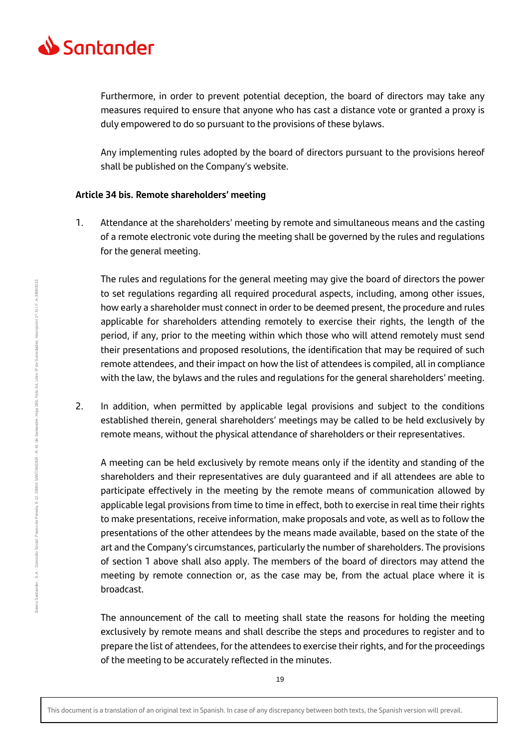Furthermore, in order to prevent potential deception, the board of directors may take any measures required to ensure that anyone who has cast a distance vote or granted a proxy is duly empowered to do so pursuant to the provisions of these bylaws.

Any implementing rules adopted by the board of directors pursuant to the provisions hereof shall be published on the Company's website.

**Article 34 bis. Remote shareholders' meeting**

1. Attendance at the shareholders' meeting by remote and simultaneous means and the casting of a remote electronic vote during the meeting shall be governed by the rules and regulations for the general meeting.

   The rules and regulations for the general meeting may give the board of directors the power to set regulations regarding all required procedural aspects, including, among other issues, how early a shareholder must connect in order to be deemed present, the procedure and rules applicable for shareholders attending remotely to exercise their rights, the length of the period, if any, prior to the meeting within which those who will attend remotely must send their presentations and proposed resolutions, the identification that may be required of such remote attendees, and their impact on how the list of attendees is compiled, all in compliance with the law, the bylaws and the rules and regulations for the general shareholders' meeting.

2. In addition, when permitted by applicable legal provisions and subject to the conditions established therein, general shareholders' meetings may be called to be held exclusively by remote means, without the physical attendance of shareholders or their representatives.

   A meeting can be held exclusively by remote means only if the identity and standing of the shareholders and their representatives are duly guaranteed and if all attendees are able to participate effectively in the meeting by the remote means of communication allowed by applicable legal provisions from time to time in effect, both to exercise in real time their rights to make presentations, receive information, make proposals and vote, as well as to follow the presentations of the other attendees by the means made available, based on the state of the art and the Company's circumstances, particularly the number of shareholders. The provisions of section 1 above shall also apply. The members of the board of directors may attend the meeting by remote connection or, as the case may be, from the actual place where it is broadcast.

   The announcement of the call to meeting shall state the reasons for holding the meeting exclusively by remote means and shall describe the steps and procedures to register and to prepare the list of attendees, for the attendees to exercise their rights, and for the proceedings of the meeting to be accurately reflected in the minutes.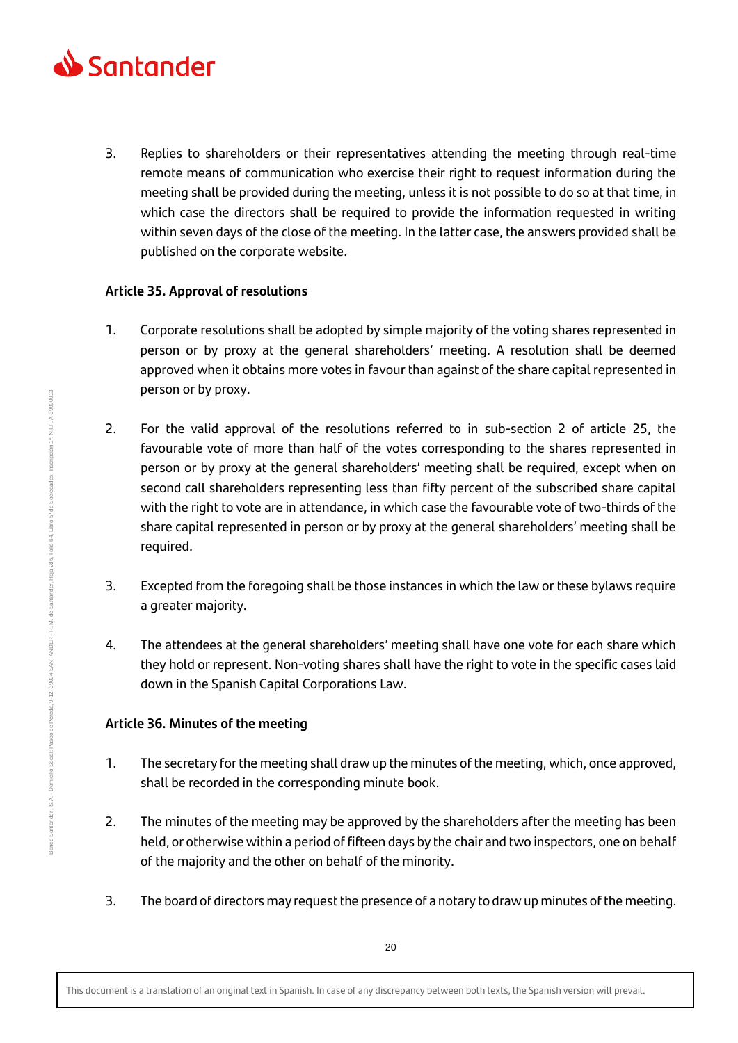3. Replies to shareholders or their representatives attending the meeting through real-time remote means of communication who exercise their right to request information during the meeting shall be provided during the meeting, unless it is not possible to do so at that time, in which case the directors shall be required to provide the information requested in writing within seven days of the close of the meeting. In the latter case, the answers provided shall be published on the corporate website.

**Article 35. Approval of resolutions**

1. Corporate resolutions shall be adopted by simple majority of the voting shares represented in person or by proxy at the general shareholders' meeting. A resolution shall be deemed approved when it obtains more votes in favour than against of the share capital represented in person or by proxy.

2. For the valid approval of the resolutions referred to in sub-section 2 of article 25, the favourable vote of more than half of the votes corresponding to the shares represented in person or by proxy at the general shareholders' meeting shall be required, except when on second call shareholders representing less than fifty percent of the subscribed share capital with the right to vote are in attendance, in which case the favourable vote of two-thirds of the share capital represented in person or by proxy at the general shareholders' meeting shall be required.

3. Excepted from the foregoing shall be those instances in which the law or these bylaws require a greater majority.

4. The attendees at the general shareholders' meeting shall have one vote for each share which they hold or represent. Non-voting shares shall have the right to vote in the specific cases laid down in the Spanish Capital Corporations Law.

**Article 36. Minutes of the meeting**

1. The secretary for the meeting shall draw up the minutes of the meeting, which, once approved, shall be recorded in the corresponding minute book.

2. The minutes of the meeting may be approved by the shareholders after the meeting has been held, or otherwise within a period of fifteen days by the chair and two inspectors, one on behalf of the majority and the other on behalf of the minority.

3. The board of directors may request the presence of a notary to draw up minutes of the meeting.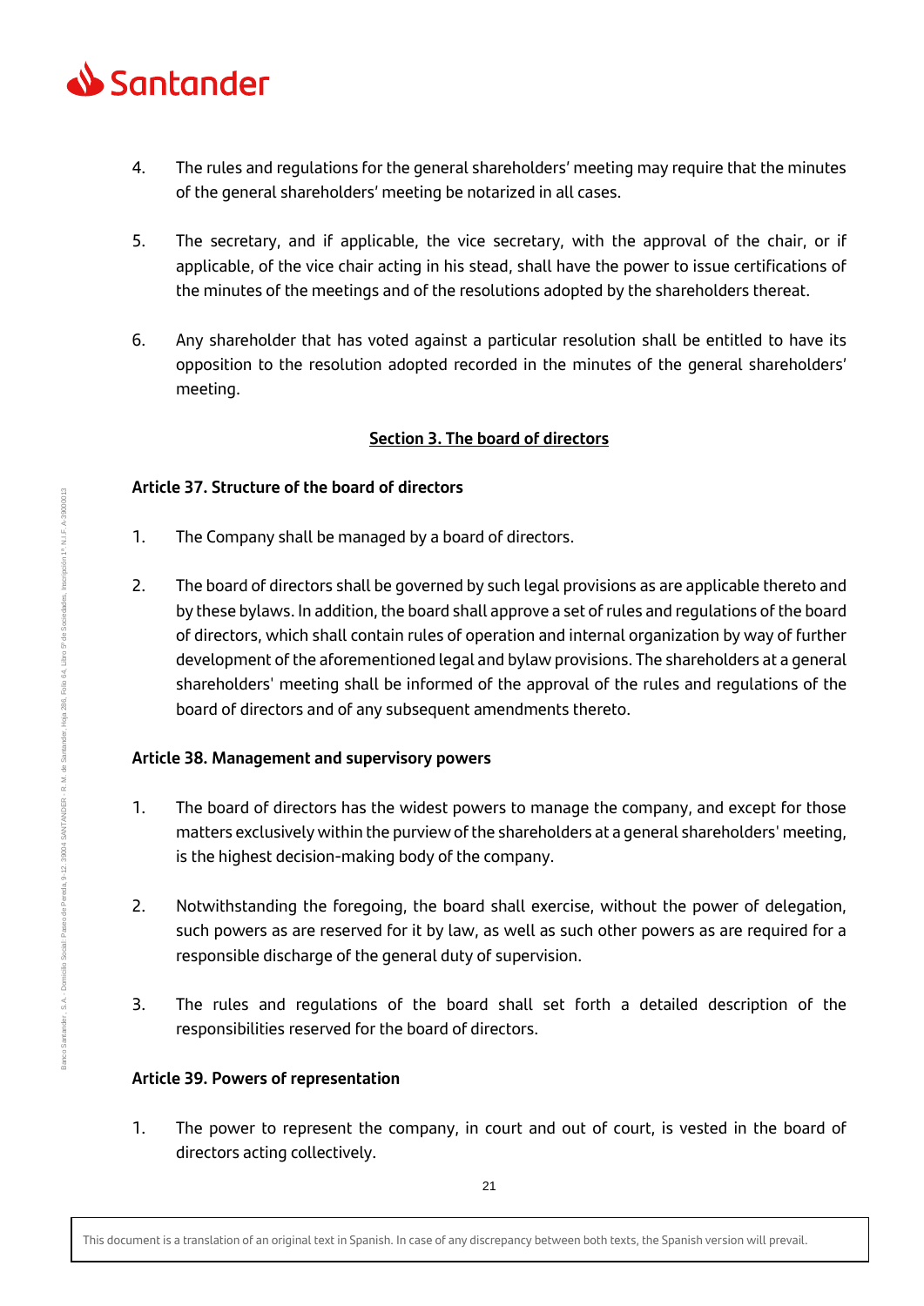4. The rules and regulations for the general shareholders' meeting may require that the minutes of the general shareholders' meeting be notarized in all cases.

5. The secretary, and if applicable, the vice secretary, with the approval of the chair, or if applicable, of the vice chair acting in his stead, shall have the power to issue certifications of the minutes of the meetings and of the resolutions adopted by the shareholders thereat.

6. Any shareholder that has voted against a particular resolution shall be entitled to have its opposition to the resolution adopted recorded in the minutes of the general shareholders' meeting.

## Section 3. The board of directors

### Article 37. Structure of the board of directors

1. The Company shall be managed by a board of directors.

2. The board of directors shall be governed by such legal provisions as are applicable thereto and by these bylaws. In addition, the board shall approve a set of rules and regulations of the board of directors, which shall contain rules of operation and internal organization by way of further development of the aforementioned legal and bylaw provisions. The shareholders at a general shareholders' meeting shall be informed of the approval of the rules and regulations of the board of directors and of any subsequent amendments thereto.

### Article 38. Management and supervisory powers

1. The board of directors has the widest powers to manage the company, and except for those matters exclusively within the purview of the shareholders at a general shareholders' meeting, is the highest decision-making body of the company.

2. Notwithstanding the foregoing, the board shall exercise, without the power of delegation, such powers as are reserved for it by law, as well as such other powers as are required for a responsible discharge of the general duty of supervision.

3. The rules and regulations of the board shall set forth a detailed description of the responsibilities reserved for the board of directors.

### Article 39. Powers of representation

1. The power to represent the company, in court and out of court, is vested in the board of directors acting collectively.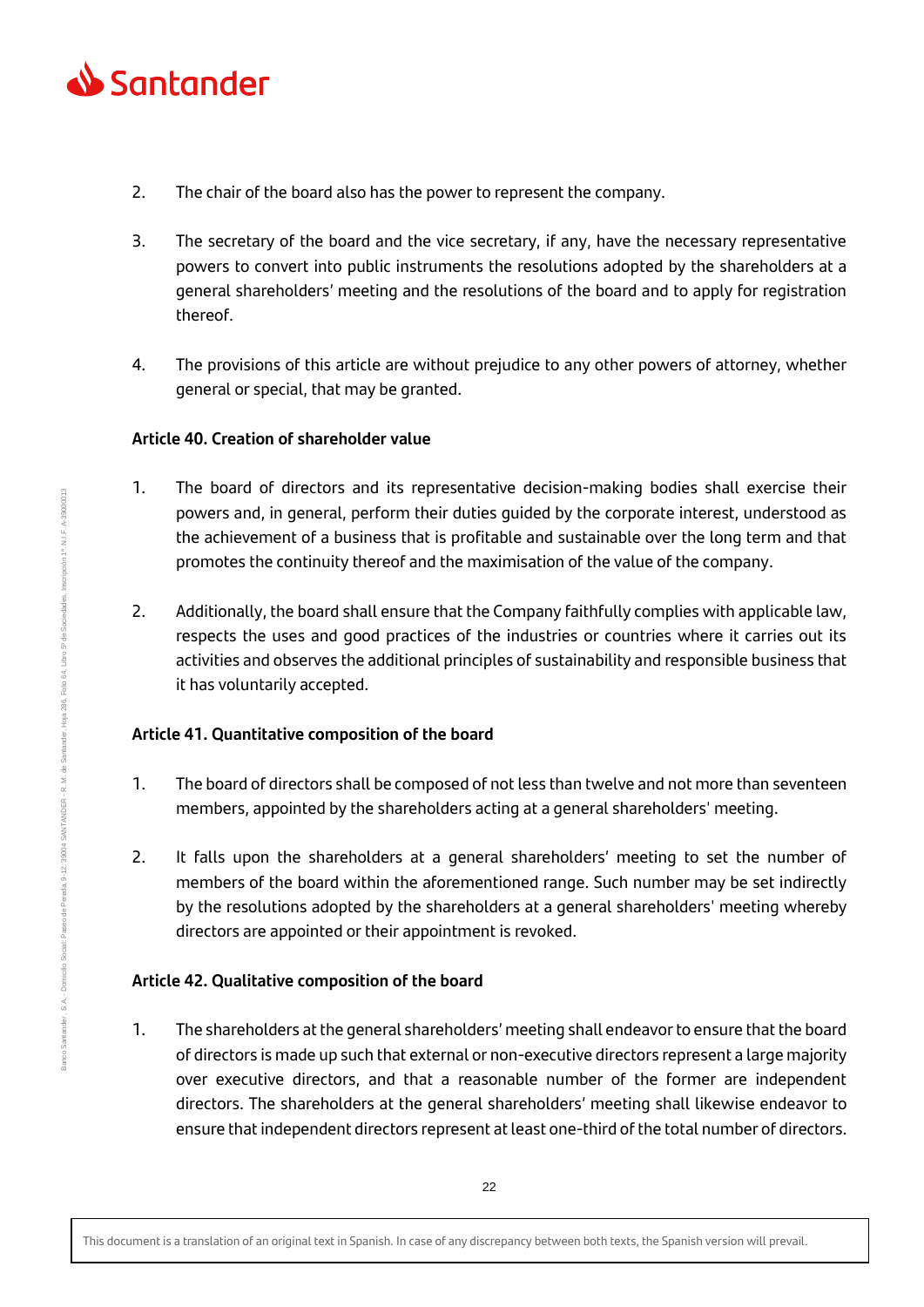2. The chair of the board also has the power to represent the company.

3. The secretary of the board and the vice secretary, if any, have the necessary representative powers to convert into public instruments the resolutions adopted by the shareholders at a general shareholders' meeting and the resolutions of the board and to apply for registration thereof.

4. The provisions of this article are without prejudice to any other powers of attorney, whether general or special, that may be granted.

**Article 40. Creation of shareholder value**

1. The board of directors and its representative decision-making bodies shall exercise their powers and, in general, perform their duties guided by the corporate interest, understood as the achievement of a business that is profitable and sustainable over the long term and that promotes the continuity thereof and the maximisation of the value of the company.

2. Additionally, the board shall ensure that the Company faithfully complies with applicable law, respects the uses and good practices of the industries or countries where it carries out its activities and observes the additional principles of sustainability and responsible business that it has voluntarily accepted.

**Article 41. Quantitative composition of the board**

1. The board of directors shall be composed of not less than twelve and not more than seventeen members, appointed by the shareholders acting at a general shareholders' meeting.

2. It falls upon the shareholders at a general shareholders' meeting to set the number of members of the board within the aforementioned range. Such number may be set indirectly by the resolutions adopted by the shareholders at a general shareholders' meeting whereby directors are appointed or their appointment is revoked.

**Article 42. Qualitative composition of the board**

1. The shareholders at the general shareholders' meeting shall endeavor to ensure that the board of directors is made up such that external or non-executive directors represent a large majority over executive directors, and that a reasonable number of the former are independent directors. The shareholders at the general shareholders' meeting shall likewise endeavor to ensure that independent directors represent at least one-third of the total number of directors.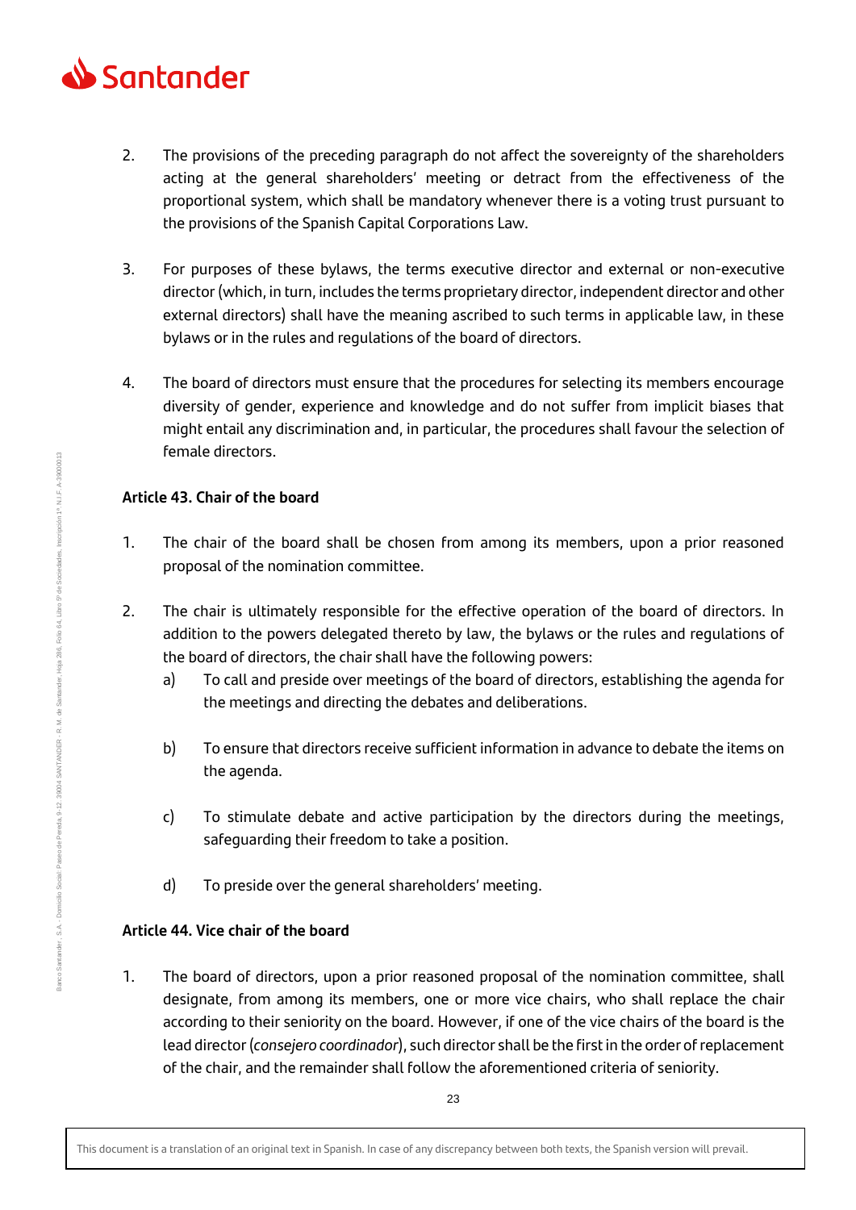2. The provisions of the preceding paragraph do not affect the sovereignty of the shareholders acting at the general shareholders' meeting or detract from the effectiveness of the proportional system, which shall be mandatory whenever there is a voting trust pursuant to the provisions of the Spanish Capital Corporations Law.

3. For purposes of these bylaws, the terms executive director and external or non-executive director (which, in turn, includes the terms proprietary director, independent director and other external directors) shall have the meaning ascribed to such terms in applicable law, in these bylaws or in the rules and regulations of the board of directors.

4. The board of directors must ensure that the procedures for selecting its members encourage diversity of gender, experience and knowledge and do not suffer from implicit biases that might entail any discrimination and, in particular, the procedures shall favour the selection of female directors.

**Article 43. Chair of the board**

1. The chair of the board shall be chosen from among its members, upon a prior reasoned proposal of the nomination committee.

2. The chair is ultimately responsible for the effective operation of the board of directors. In addition to the powers delegated thereto by law, the bylaws or the rules and regulations of the board of directors, the chair shall have the following powers:

   a) To call and preside over meetings of the board of directors, establishing the agenda for the meetings and directing the debates and deliberations.

   b) To ensure that directors receive sufficient information in advance to debate the items on the agenda.

   c) To stimulate debate and active participation by the directors during the meetings, safeguarding their freedom to take a position.

   d) To preside over the general shareholders' meeting.

**Article 44. Vice chair of the board**

1. The board of directors, upon a prior reasoned proposal of the nomination committee, shall designate, from among its members, one or more vice chairs, who shall replace the chair according to their seniority on the board. However, if one of the vice chairs of the board is the lead director (*consejero coordinador*), such director shall be the first in the order of replacement of the chair, and the remainder shall follow the aforementioned criteria of seniority.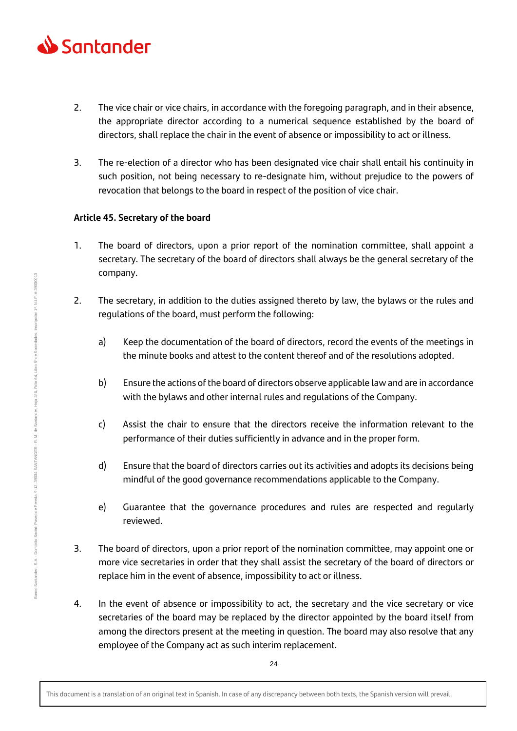2. The vice chair or vice chairs, in accordance with the foregoing paragraph, and in their absence, the appropriate director according to a numerical sequence established by the board of directors, shall replace the chair in the event of absence or impossibility to act or illness.

3. The re-election of a director who has been designated vice chair shall entail his continuity in such position, not being necessary to re-designate him, without prejudice to the powers of revocation that belongs to the board in respect of the position of vice chair.

**Article 45. Secretary of the board**

1. The board of directors, upon a prior report of the nomination committee, shall appoint a secretary. The secretary of the board of directors shall always be the general secretary of the company.

2. The secretary, in addition to the duties assigned thereto by law, the bylaws or the rules and regulations of the board, must perform the following:

   a) Keep the documentation of the board of directors, record the events of the meetings in the minute books and attest to the content thereof and of the resolutions adopted.

   b) Ensure the actions of the board of directors observe applicable law and are in accordance with the bylaws and other internal rules and regulations of the Company.

   c) Assist the chair to ensure that the directors receive the information relevant to the performance of their duties sufficiently in advance and in the proper form.

   d) Ensure that the board of directors carries out its activities and adopts its decisions being mindful of the good governance recommendations applicable to the Company.

   e) Guarantee that the governance procedures and rules are respected and regularly reviewed.

3. The board of directors, upon a prior report of the nomination committee, may appoint one or more vice secretaries in order that they shall assist the secretary of the board of directors or replace him in the event of absence, impossibility to act or illness.

4. In the event of absence or impossibility to act, the secretary and the vice secretary or vice secretaries of the board may be replaced by the director appointed by the board itself from among the directors present at the meeting in question. The board may also resolve that any employee of the Company act as such interim replacement.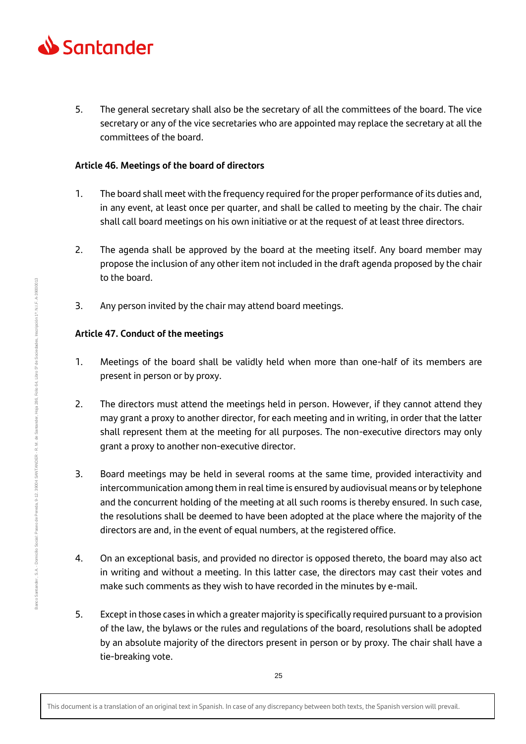5. The general secretary shall also be the secretary of all the committees of the board. The vice secretary or any of the vice secretaries who are appointed may replace the secretary at all the committees of the board.

**Article 46. Meetings of the board of directors**

1. The board shall meet with the frequency required for the proper performance of its duties and, in any event, at least once per quarter, and shall be called to meeting by the chair. The chair shall call board meetings on his own initiative or at the request of at least three directors.

2. The agenda shall be approved by the board at the meeting itself. Any board member may propose the inclusion of any other item not included in the draft agenda proposed by the chair to the board.

3. Any person invited by the chair may attend board meetings.

**Article 47. Conduct of the meetings**

1. Meetings of the board shall be validly held when more than one-half of its members are present in person or by proxy.

2. The directors must attend the meetings held in person. However, if they cannot attend they may grant a proxy to another director, for each meeting and in writing, in order that the latter shall represent them at the meeting for all purposes. The non-executive directors may only grant a proxy to another non-executive director.

3. Board meetings may be held in several rooms at the same time, provided interactivity and intercommunication among them in real time is ensured by audiovisual means or by telephone and the concurrent holding of the meeting at all such rooms is thereby ensured. In such case, the resolutions shall be deemed to have been adopted at the place where the majority of the directors are and, in the event of equal numbers, at the registered office.

4. On an exceptional basis, and provided no director is opposed thereto, the board may also act in writing and without a meeting. In this latter case, the directors may cast their votes and make such comments as they wish to have recorded in the minutes by e-mail.

5. Except in those cases in which a greater majority is specifically required pursuant to a provision of the law, the bylaws or the rules and regulations of the board, resolutions shall be adopted by an absolute majority of the directors present in person or by proxy. The chair shall have a tie-breaking vote.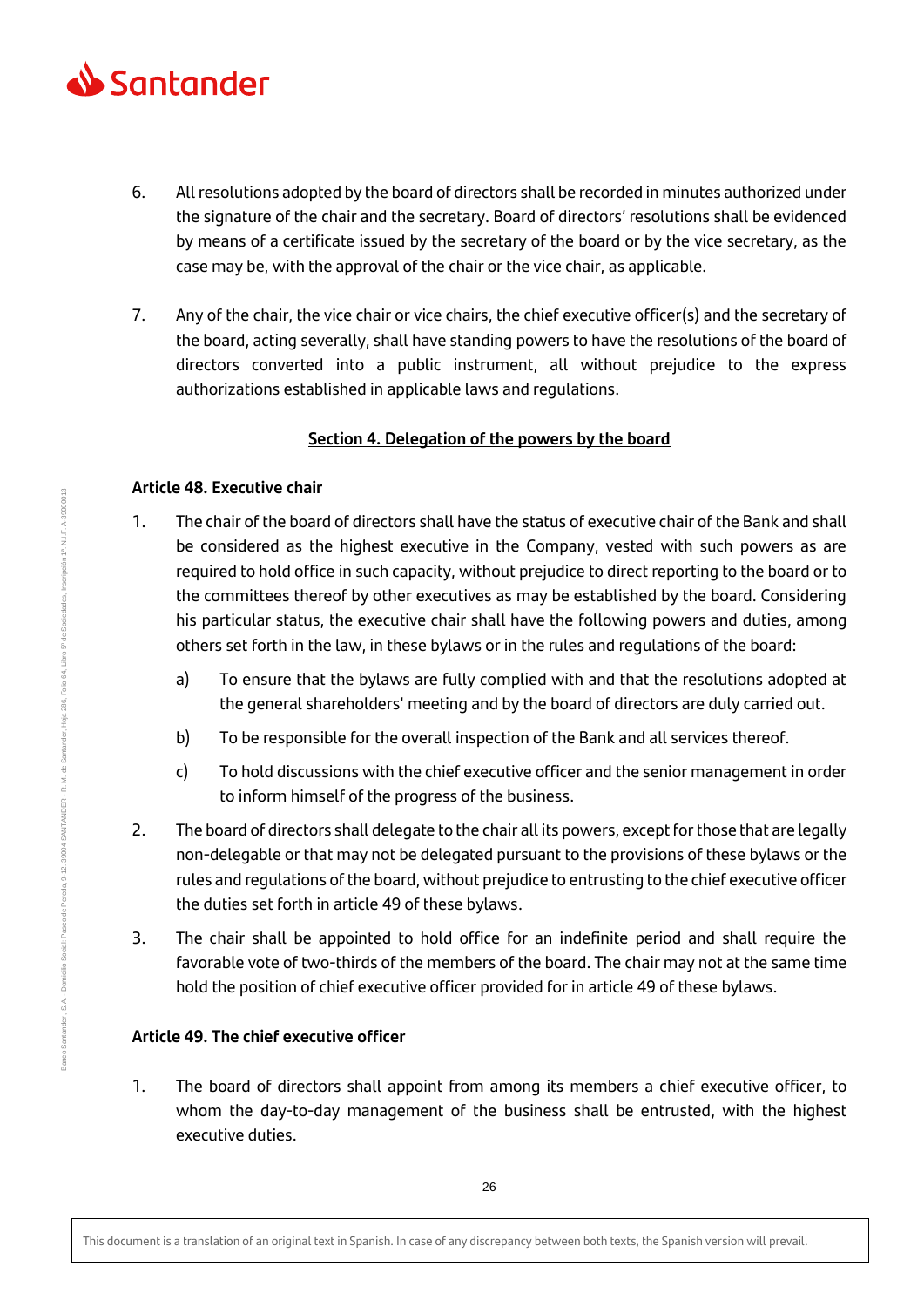6. All resolutions adopted by the board of directors shall be recorded in minutes authorized under the signature of the chair and the secretary. Board of directors' resolutions shall be evidenced by means of a certificate issued by the secretary of the board or by the vice secretary, as the case may be, with the approval of the chair or the vice chair, as applicable.

7. Any of the chair, the vice chair or vice chairs, the chief executive officer(s) and the secretary of the board, acting severally, shall have standing powers to have the resolutions of the board of directors converted into a public instrument, all without prejudice to the express authorizations established in applicable laws and regulations.

## Section 4. Delegation of the powers by the board

### Article 48. Executive chair

1. The chair of the board of directors shall have the status of executive chair of the Bank and shall be considered as the highest executive in the Company, vested with such powers as are required to hold office in such capacity, without prejudice to direct reporting to the board or to the committees thereof by other executives as may be established by the board. Considering his particular status, the executive chair shall have the following powers and duties, among others set forth in the law, in these bylaws or in the rules and regulations of the board:

   a) To ensure that the bylaws are fully complied with and that the resolutions adopted at the general shareholders' meeting and by the board of directors are duly carried out.

   b) To be responsible for the overall inspection of the Bank and all services thereof.

   c) To hold discussions with the chief executive officer and the senior management in order to inform himself of the progress of the business.

2. The board of directors shall delegate to the chair all its powers, except for those that are legally non-delegable or that may not be delegated pursuant to the provisions of these bylaws or the rules and regulations of the board, without prejudice to entrusting to the chief executive officer the duties set forth in article 49 of these bylaws.

3. The chair shall be appointed to hold office for an indefinite period and shall require the favorable vote of two-thirds of the members of the board. The chair may not at the same time hold the position of chief executive officer provided for in article 49 of these bylaws.

### Article 49. The chief executive officer

1. The board of directors shall appoint from among its members a chief executive officer, to whom the day-to-day management of the business shall be entrusted, with the highest executive duties.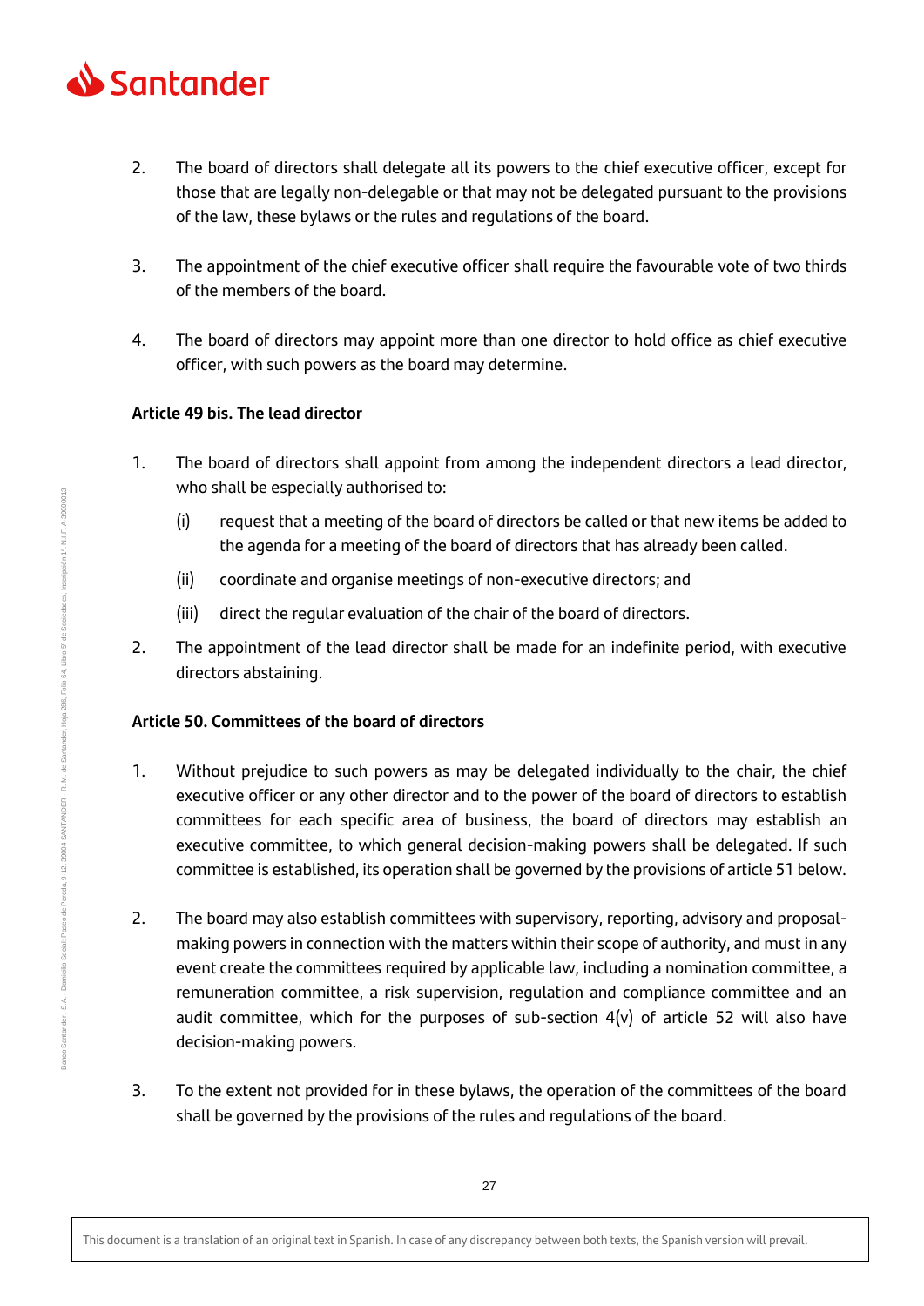2. The board of directors shall delegate all its powers to the chief executive officer, except for those that are legally non-delegable or that may not be delegated pursuant to the provisions of the law, these bylaws or the rules and regulations of the board.

3. The appointment of the chief executive officer shall require the favourable vote of two thirds of the members of the board.

4. The board of directors may appoint more than one director to hold office as chief executive officer, with such powers as the board may determine.

**Article 49 bis. The lead director**

1. The board of directors shall appoint from among the independent directors a lead director, who shall be especially authorised to:

   (i) request that a meeting of the board of directors be called or that new items be added to the agenda for a meeting of the board of directors that has already been called.

   (ii) coordinate and organise meetings of non-executive directors; and

   (iii) direct the regular evaluation of the chair of the board of directors.

2. The appointment of the lead director shall be made for an indefinite period, with executive directors abstaining.

**Article 50. Committees of the board of directors**

1. Without prejudice to such powers as may be delegated individually to the chair, the chief executive officer or any other director and to the power of the board of directors to establish committees for each specific area of business, the board of directors may establish an executive committee, to which general decision-making powers shall be delegated. If such committee is established, its operation shall be governed by the provisions of article 51 below.

2. The board may also establish committees with supervisory, reporting, advisory and proposal-making powers in connection with the matters within their scope of authority, and must in any event create the committees required by applicable law, including a nomination committee, a remuneration committee, a risk supervision, regulation and compliance committee and an audit committee, which for the purposes of sub-section 4(v) of article 52 will also have decision-making powers.

3. To the extent not provided for in these bylaws, the operation of the committees of the board shall be governed by the provisions of the rules and regulations of the board.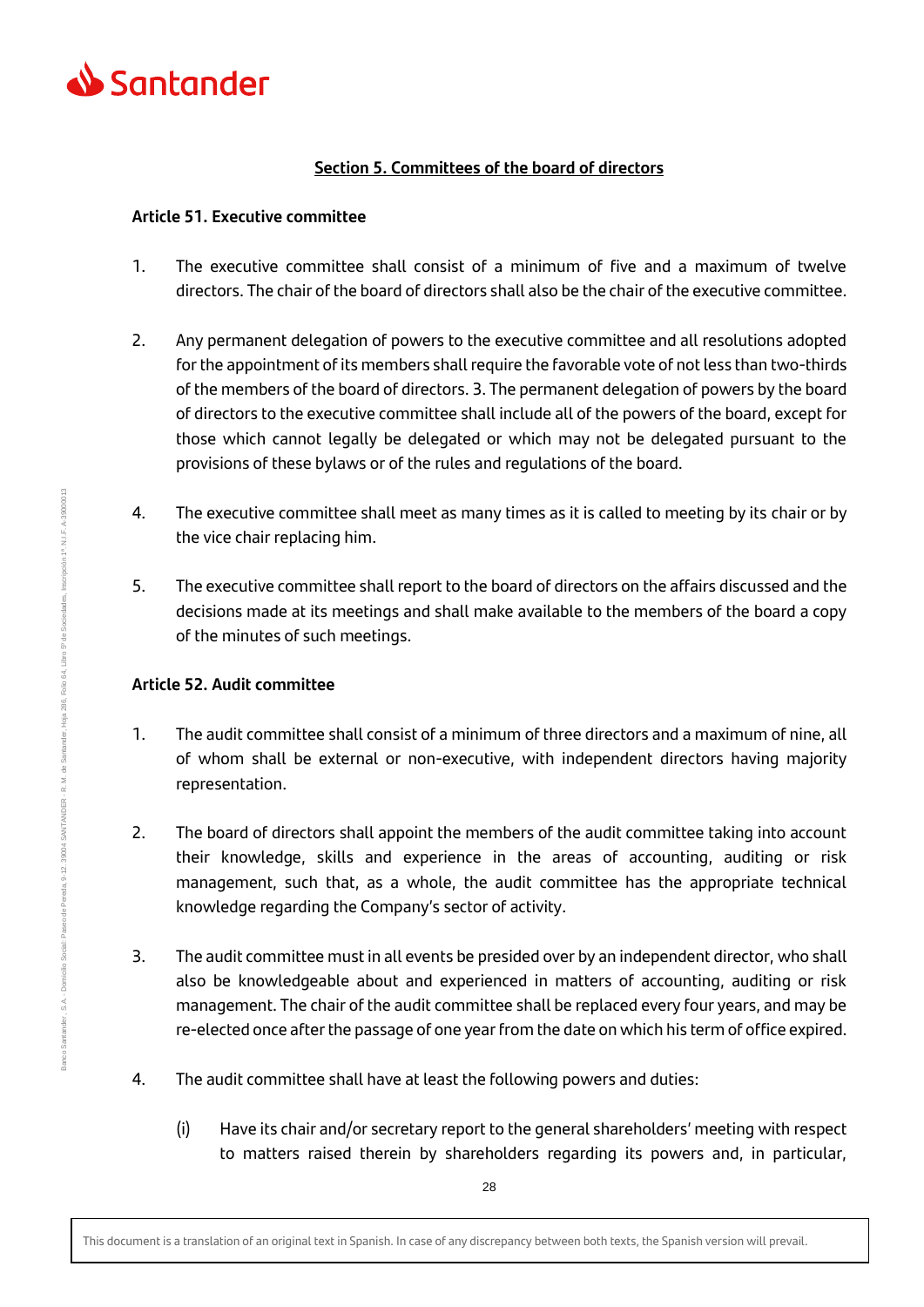## Section 5. Committees of the board of directors

### Article 51. Executive committee

1. The executive committee shall consist of a minimum of five and a maximum of twelve directors. The chair of the board of directors shall also be the chair of the executive committee.

2. Any permanent delegation of powers to the executive committee and all resolutions adopted for the appointment of its members shall require the favorable vote of not less than two-thirds of the members of the board of directors. 3. The permanent delegation of powers by the board of directors to the executive committee shall include all of the powers of the board, except for those which cannot legally be delegated or which may not be delegated pursuant to the provisions of these bylaws or of the rules and regulations of the board.

4. The executive committee shall meet as many times as it is called to meeting by its chair or by the vice chair replacing him.

5. The executive committee shall report to the board of directors on the affairs discussed and the decisions made at its meetings and shall make available to the members of the board a copy of the minutes of such meetings.

### Article 52. Audit committee

1. The audit committee shall consist of a minimum of three directors and a maximum of nine, all of whom shall be external or non-executive, with independent directors having majority representation.

2. The board of directors shall appoint the members of the audit committee taking into account their knowledge, skills and experience in the areas of accounting, auditing or risk management, such that, as a whole, the audit committee has the appropriate technical knowledge regarding the Company's sector of activity.

3. The audit committee must in all events be presided over by an independent director, who shall also be knowledgeable about and experienced in matters of accounting, auditing or risk management. The chair of the audit committee shall be replaced every four years, and may be re-elected once after the passage of one year from the date on which his term of office expired.

4. The audit committee shall have at least the following powers and duties:

   (i) Have its chair and/or secretary report to the general shareholders' meeting with respect to matters raised therein by shareholders regarding its powers and, in particular,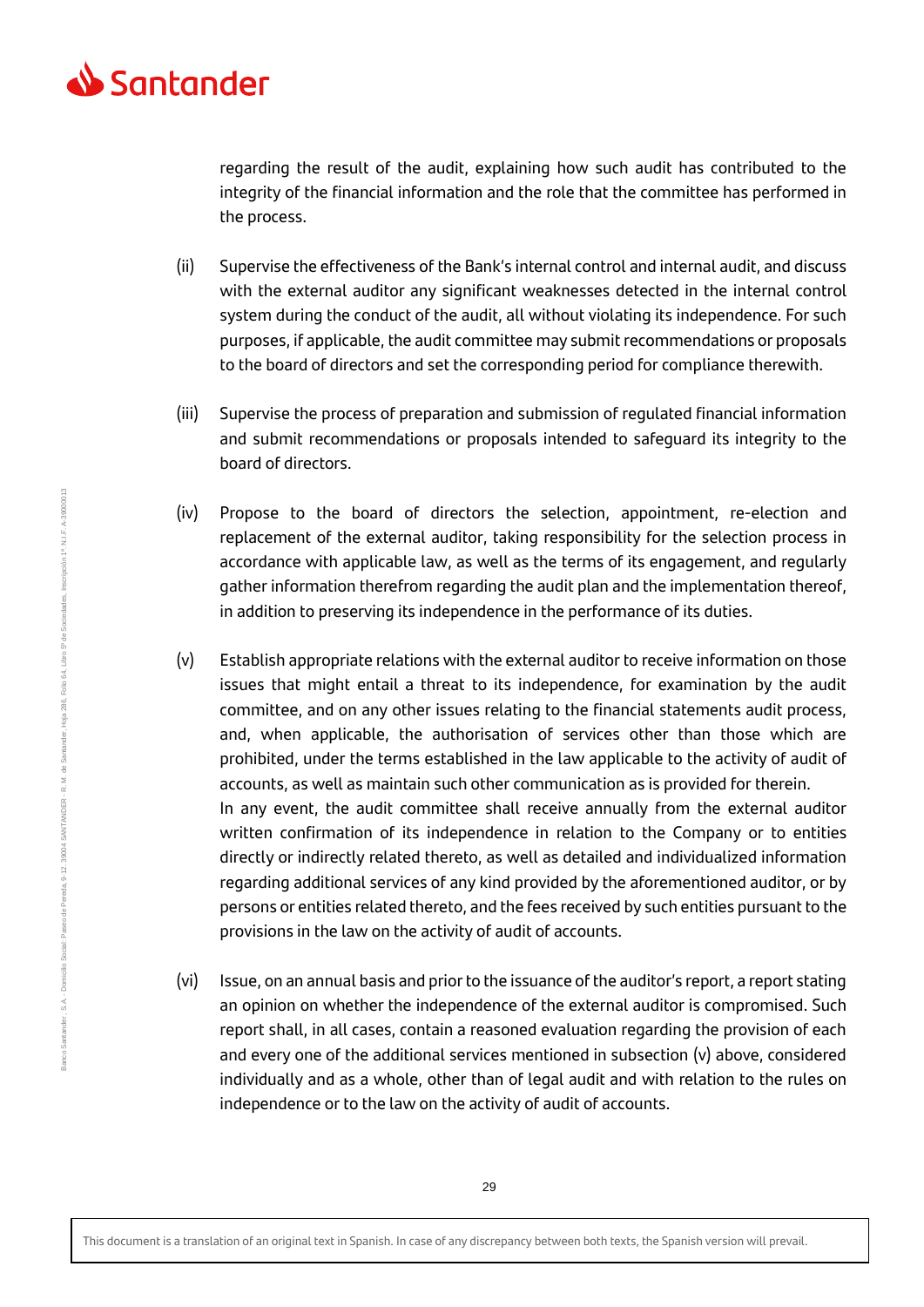regarding the result of the audit, explaining how such audit has contributed to the integrity of the financial information and the role that the committee has performed in the process.

(ii) Supervise the effectiveness of the Bank's internal control and internal audit, and discuss with the external auditor any significant weaknesses detected in the internal control system during the conduct of the audit, all without violating its independence. For such purposes, if applicable, the audit committee may submit recommendations or proposals to the board of directors and set the corresponding period for compliance therewith.

(iii) Supervise the process of preparation and submission of regulated financial information and submit recommendations or proposals intended to safeguard its integrity to the board of directors.

(iv) Propose to the board of directors the selection, appointment, re-election and replacement of the external auditor, taking responsibility for the selection process in accordance with applicable law, as well as the terms of its engagement, and regularly gather information therefrom regarding the audit plan and the implementation thereof, in addition to preserving its independence in the performance of its duties.

(v) Establish appropriate relations with the external auditor to receive information on those issues that might entail a threat to its independence, for examination by the audit committee, and on any other issues relating to the financial statements audit process, and, when applicable, the authorisation of services other than those which are prohibited, under the terms established in the law applicable to the activity of audit of accounts, as well as maintain such other communication as is provided for therein.
In any event, the audit committee shall receive annually from the external auditor written confirmation of its independence in relation to the Company or to entities directly or indirectly related thereto, as well as detailed and individualized information regarding additional services of any kind provided by the aforementioned auditor, or by persons or entities related thereto, and the fees received by such entities pursuant to the provisions in the law on the activity of audit of accounts.

(vi) Issue, on an annual basis and prior to the issuance of the auditor's report, a report stating an opinion on whether the independence of the external auditor is compromised. Such report shall, in all cases, contain a reasoned evaluation regarding the provision of each and every one of the additional services mentioned in subsection (v) above, considered individually and as a whole, other than of legal audit and with relation to the rules on independence or to the law on the activity of audit of accounts.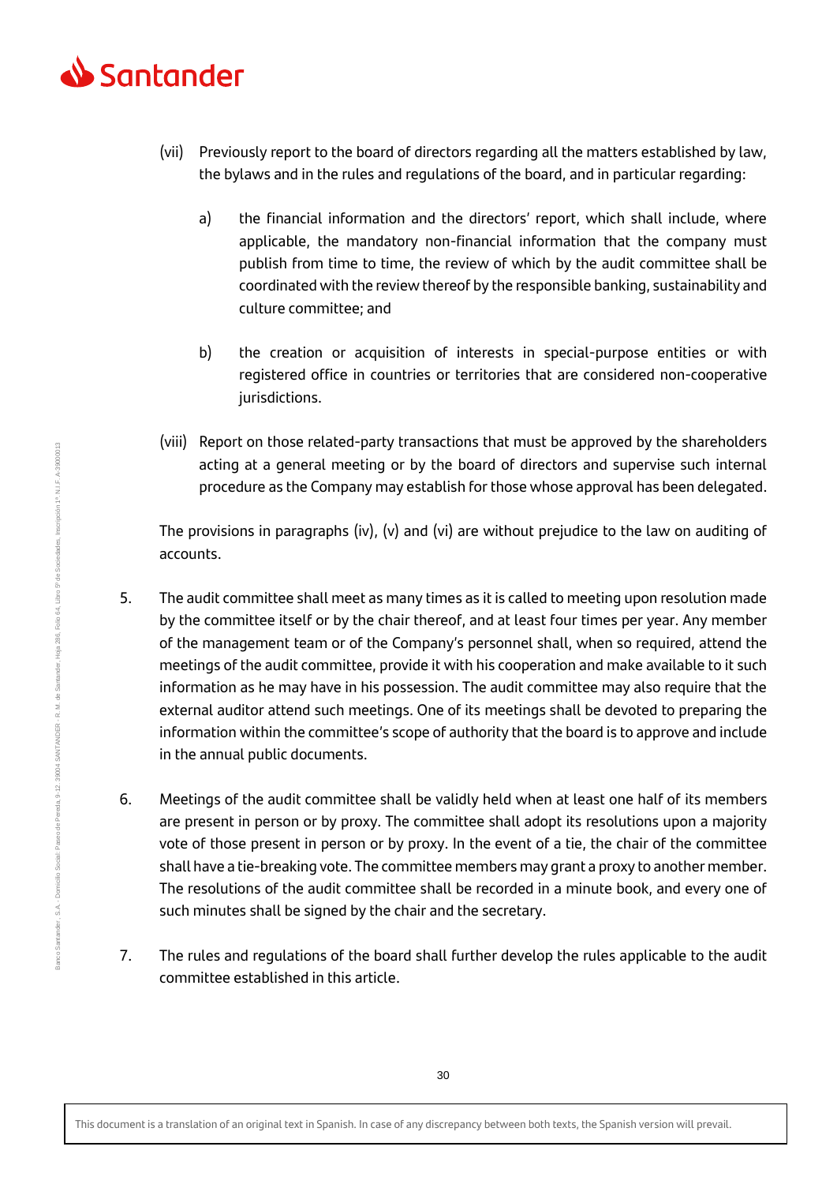(vii) Previously report to the board of directors regarding all the matters established by law, the bylaws and in the rules and regulations of the board, and in particular regarding:

   a) the financial information and the directors' report, which shall include, where applicable, the mandatory non-financial information that the company must publish from time to time, the review of which by the audit committee shall be coordinated with the review thereof by the responsible banking, sustainability and culture committee; and

   b) the creation or acquisition of interests in special-purpose entities or with registered office in countries or territories that are considered non-cooperative jurisdictions.

(viii) Report on those related-party transactions that must be approved by the shareholders acting at a general meeting or by the board of directors and supervise such internal procedure as the Company may establish for those whose approval has been delegated.

The provisions in paragraphs (iv), (v) and (vi) are without prejudice to the law on auditing of accounts.

5. The audit committee shall meet as many times as it is called to meeting upon resolution made by the committee itself or by the chair thereof, and at least four times per year. Any member of the management team or of the Company's personnel shall, when so required, attend the meetings of the audit committee, provide it with his cooperation and make available to it such information as he may have in his possession. The audit committee may also require that the external auditor attend such meetings. One of its meetings shall be devoted to preparing the information within the committee's scope of authority that the board is to approve and include in the annual public documents.

6. Meetings of the audit committee shall be validly held when at least one half of its members are present in person or by proxy. The committee shall adopt its resolutions upon a majority vote of those present in person or by proxy. In the event of a tie, the chair of the committee shall have a tie-breaking vote. The committee members may grant a proxy to another member. The resolutions of the audit committee shall be recorded in a minute book, and every one of such minutes shall be signed by the chair and the secretary.

7. The rules and regulations of the board shall further develop the rules applicable to the audit committee established in this article.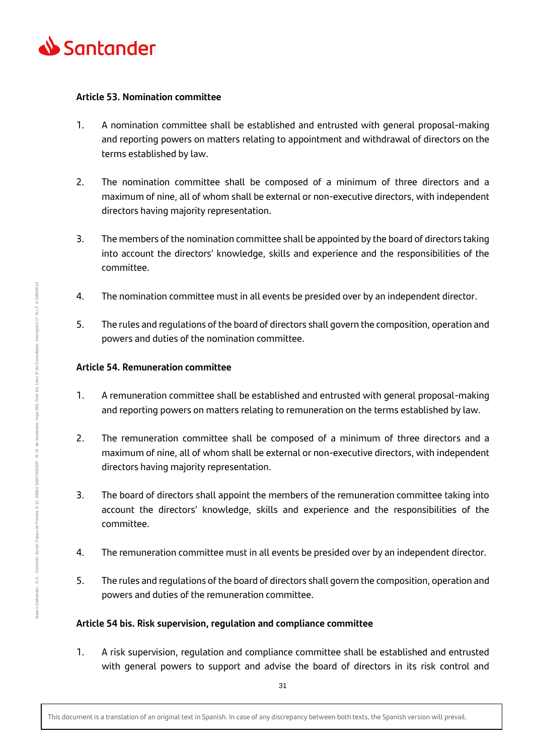**Article 53. Nomination committee**

1. A nomination committee shall be established and entrusted with general proposal-making and reporting powers on matters relating to appointment and withdrawal of directors on the terms established by law.

2. The nomination committee shall be composed of a minimum of three directors and a maximum of nine, all of whom shall be external or non-executive directors, with independent directors having majority representation.

3. The members of the nomination committee shall be appointed by the board of directors taking into account the directors' knowledge, skills and experience and the responsibilities of the committee.

4. The nomination committee must in all events be presided over by an independent director.

5. The rules and regulations of the board of directors shall govern the composition, operation and powers and duties of the nomination committee.

**Article 54. Remuneration committee**

1. A remuneration committee shall be established and entrusted with general proposal-making and reporting powers on matters relating to remuneration on the terms established by law.

2. The remuneration committee shall be composed of a minimum of three directors and a maximum of nine, all of whom shall be external or non-executive directors, with independent directors having majority representation.

3. The board of directors shall appoint the members of the remuneration committee taking into account the directors' knowledge, skills and experience and the responsibilities of the committee.

4. The remuneration committee must in all events be presided over by an independent director.

5. The rules and regulations of the board of directors shall govern the composition, operation and powers and duties of the remuneration committee.

**Article 54 bis. Risk supervision, regulation and compliance committee**

1. A risk supervision, regulation and compliance committee shall be established and entrusted with general powers to support and advise the board of directors in its risk control and

This document is a translation of an original text in Spanish. In case of any discrepancy between both texts, the Spanish version will prevail.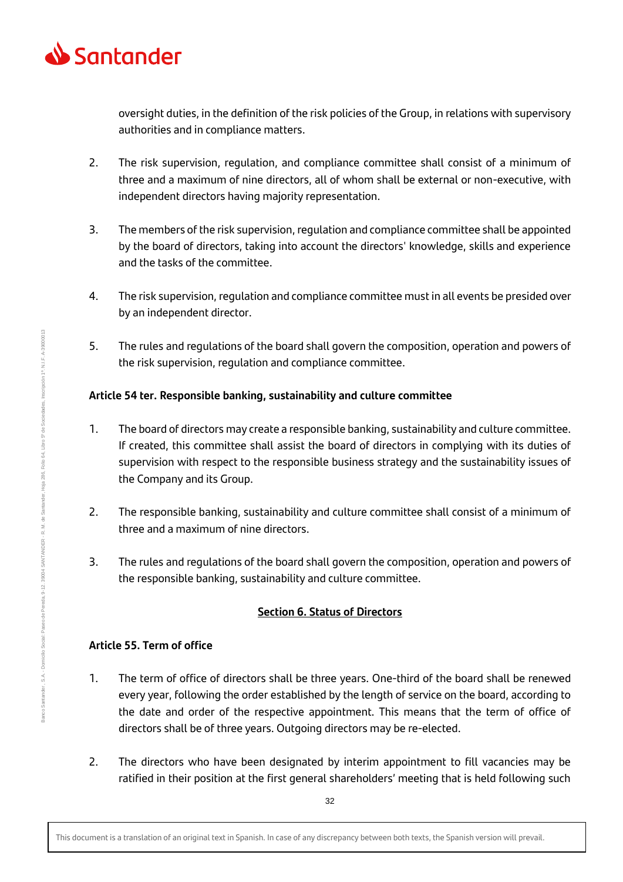oversight duties, in the definition of the risk policies of the Group, in relations with supervisory authorities and in compliance matters.

2. The risk supervision, regulation, and compliance committee shall consist of a minimum of three and a maximum of nine directors, all of whom shall be external or non-executive, with independent directors having majority representation.

3. The members of the risk supervision, regulation and compliance committee shall be appointed by the board of directors, taking into account the directors' knowledge, skills and experience and the tasks of the committee.

4. The risk supervision, regulation and compliance committee must in all events be presided over by an independent director.

5. The rules and regulations of the board shall govern the composition, operation and powers of the risk supervision, regulation and compliance committee.

**Article 54 ter. Responsible banking, sustainability and culture committee**

1. The board of directors may create a responsible banking, sustainability and culture committee. If created, this committee shall assist the board of directors in complying with its duties of supervision with respect to the responsible business strategy and the sustainability issues of the Company and its Group.

2. The responsible banking, sustainability and culture committee shall consist of a minimum of three and a maximum of nine directors.

3. The rules and regulations of the board shall govern the composition, operation and powers of the responsible banking, sustainability and culture committee.

## Section 6. Status of Directors

**Article 55. Term of office**

1. The term of office of directors shall be three years. One-third of the board shall be renewed every year, following the order established by the length of service on the board, according to the date and order of the respective appointment. This means that the term of office of directors shall be of three years. Outgoing directors may be re-elected.

2. The directors who have been designated by interim appointment to fill vacancies may be ratified in their position at the first general shareholders' meeting that is held following such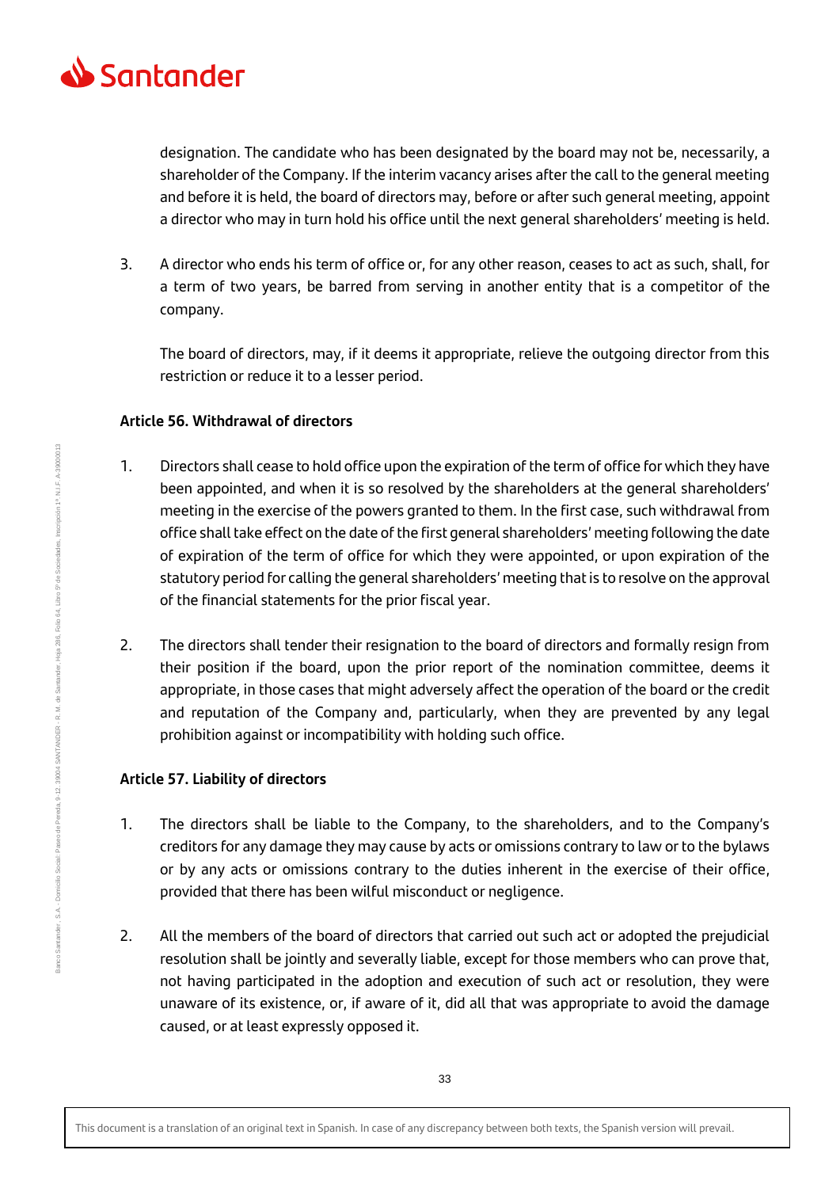designation. The candidate who has been designated by the board may not be, necessarily, a shareholder of the Company. If the interim vacancy arises after the call to the general meeting and before it is held, the board of directors may, before or after such general meeting, appoint a director who may in turn hold his office until the next general shareholders' meeting is held.

3. A director who ends his term of office or, for any other reason, ceases to act as such, shall, for a term of two years, be barred from serving in another entity that is a competitor of the company.

   The board of directors, may, if it deems it appropriate, relieve the outgoing director from this restriction or reduce it to a lesser period.

**Article 56. Withdrawal of directors**

1. Directors shall cease to hold office upon the expiration of the term of office for which they have been appointed, and when it is so resolved by the shareholders at the general shareholders' meeting in the exercise of the powers granted to them. In the first case, such withdrawal from office shall take effect on the date of the first general shareholders' meeting following the date of expiration of the term of office for which they were appointed, or upon expiration of the statutory period for calling the general shareholders' meeting that is to resolve on the approval of the financial statements for the prior fiscal year.

2. The directors shall tender their resignation to the board of directors and formally resign from their position if the board, upon the prior report of the nomination committee, deems it appropriate, in those cases that might adversely affect the operation of the board or the credit and reputation of the Company and, particularly, when they are prevented by any legal prohibition against or incompatibility with holding such office.

**Article 57. Liability of directors**

1. The directors shall be liable to the Company, to the shareholders, and to the Company's creditors for any damage they may cause by acts or omissions contrary to law or to the bylaws or by any acts or omissions contrary to the duties inherent in the exercise of their office, provided that there has been wilful misconduct or negligence.

2. All the members of the board of directors that carried out such act or adopted the prejudicial resolution shall be jointly and severally liable, except for those members who can prove that, not having participated in the adoption and execution of such act or resolution, they were unaware of its existence, or, if aware of it, did all that was appropriate to avoid the damage caused, or at least expressly opposed it.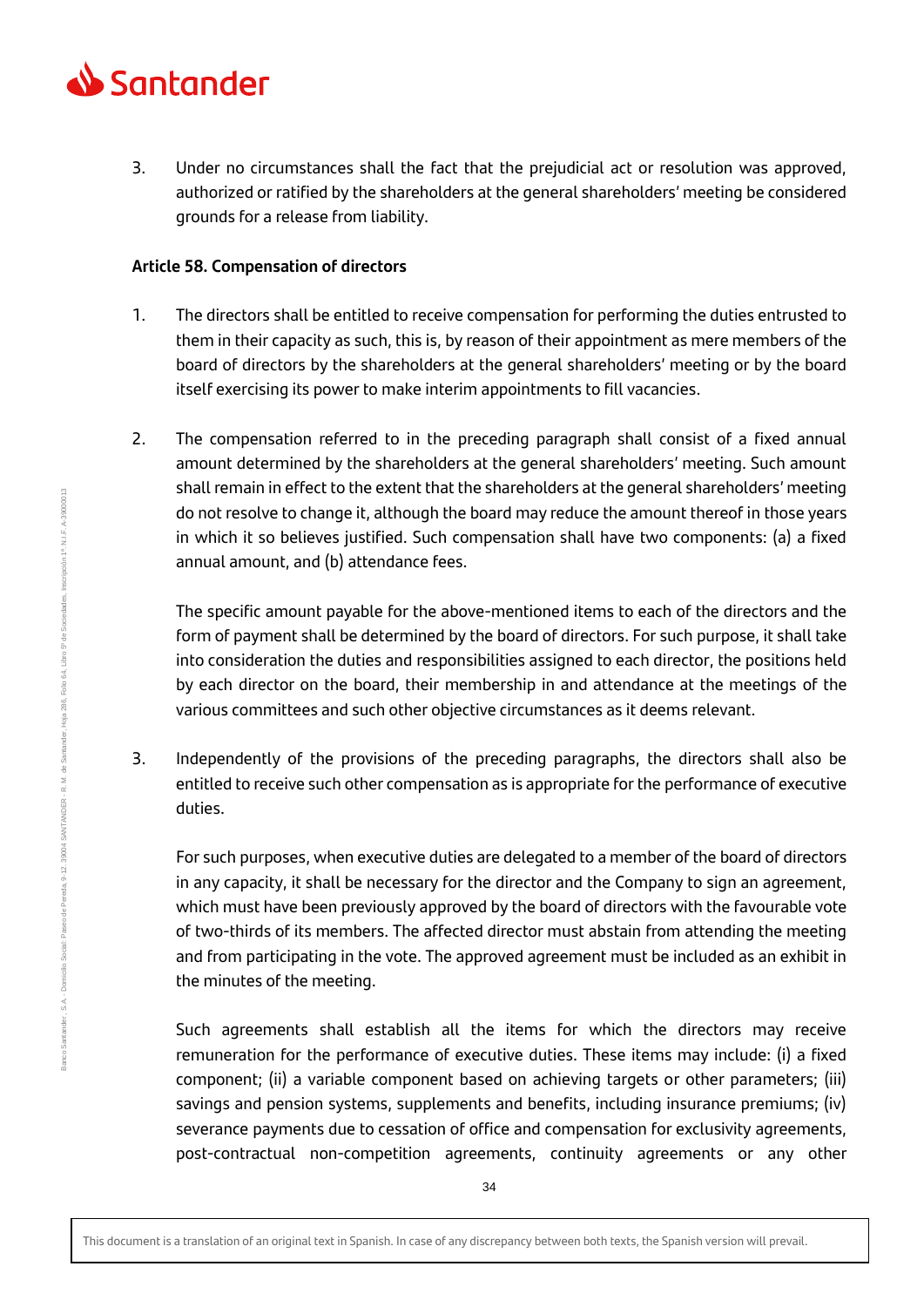3. Under no circumstances shall the fact that the prejudicial act or resolution was approved, authorized or ratified by the shareholders at the general shareholders' meeting be considered grounds for a release from liability.

**Article 58. Compensation of directors**

1. The directors shall be entitled to receive compensation for performing the duties entrusted to them in their capacity as such, this is, by reason of their appointment as mere members of the board of directors by the shareholders at the general shareholders' meeting or by the board itself exercising its power to make interim appointments to fill vacancies.

2. The compensation referred to in the preceding paragraph shall consist of a fixed annual amount determined by the shareholders at the general shareholders' meeting. Such amount shall remain in effect to the extent that the shareholders at the general shareholders' meeting do not resolve to change it, although the board may reduce the amount thereof in those years in which it so believes justified. Such compensation shall have two components: (a) a fixed annual amount, and (b) attendance fees.

   The specific amount payable for the above-mentioned items to each of the directors and the form of payment shall be determined by the board of directors. For such purpose, it shall take into consideration the duties and responsibilities assigned to each director, the positions held by each director on the board, their membership in and attendance at the meetings of the various committees and such other objective circumstances as it deems relevant.

3. Independently of the provisions of the preceding paragraphs, the directors shall also be entitled to receive such other compensation as is appropriate for the performance of executive duties.

   For such purposes, when executive duties are delegated to a member of the board of directors in any capacity, it shall be necessary for the director and the Company to sign an agreement, which must have been previously approved by the board of directors with the favourable vote of two-thirds of its members. The affected director must abstain from attending the meeting and from participating in the vote. The approved agreement must be included as an exhibit in the minutes of the meeting.

   Such agreements shall establish all the items for which the directors may receive remuneration for the performance of executive duties. These items may include: (i) a fixed component; (ii) a variable component based on achieving targets or other parameters; (iii) savings and pension systems, supplements and benefits, including insurance premiums; (iv) severance payments due to cessation of office and compensation for exclusivity agreements, post-contractual non-competition agreements, continuity agreements or any other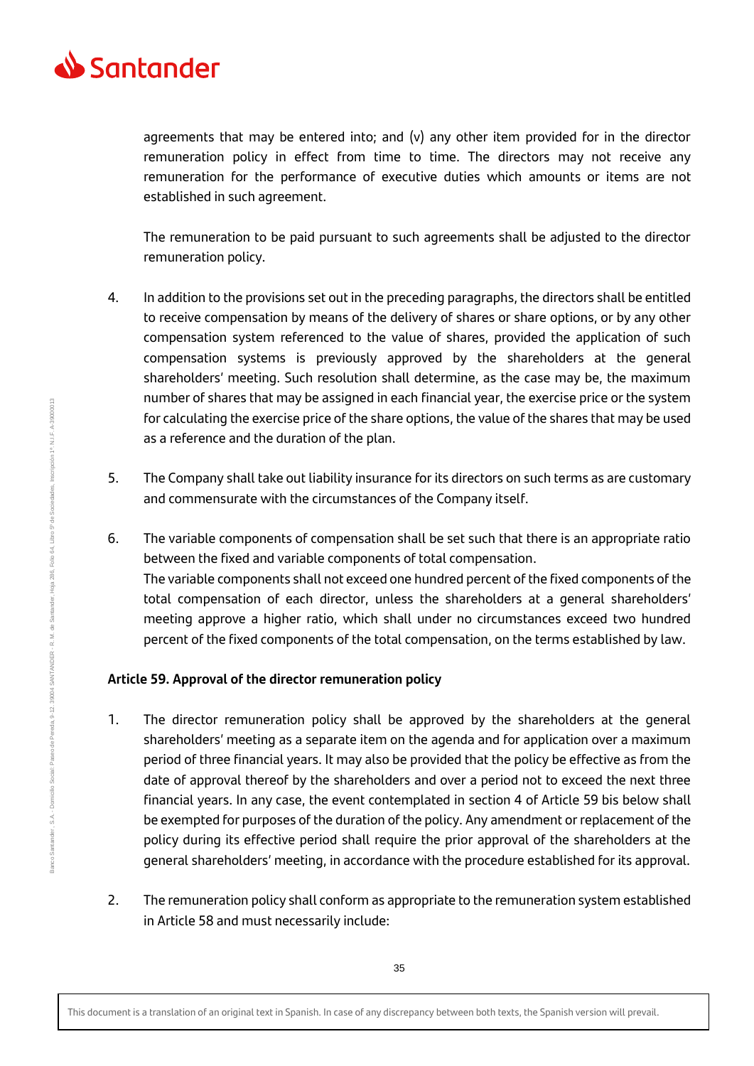agreements that may be entered into; and (v) any other item provided for in the director remuneration policy in effect from time to time. The directors may not receive any remuneration for the performance of executive duties which amounts or items are not established in such agreement.

The remuneration to be paid pursuant to such agreements shall be adjusted to the director remuneration policy.

4. In addition to the provisions set out in the preceding paragraphs, the directors shall be entitled to receive compensation by means of the delivery of shares or share options, or by any other compensation system referenced to the value of shares, provided the application of such compensation systems is previously approved by the shareholders at the general shareholders' meeting. Such resolution shall determine, as the case may be, the maximum number of shares that may be assigned in each financial year, the exercise price or the system for calculating the exercise price of the share options, the value of the shares that may be used as a reference and the duration of the plan.

5. The Company shall take out liability insurance for its directors on such terms as are customary and commensurate with the circumstances of the Company itself.

6. The variable components of compensation shall be set such that there is an appropriate ratio between the fixed and variable components of total compensation.
The variable components shall not exceed one hundred percent of the fixed components of the total compensation of each director, unless the shareholders at a general shareholders' meeting approve a higher ratio, which shall under no circumstances exceed two hundred percent of the fixed components of the total compensation, on the terms established by law.

**Article 59. Approval of the director remuneration policy**

1. The director remuneration policy shall be approved by the shareholders at the general shareholders' meeting as a separate item on the agenda and for application over a maximum period of three financial years. It may also be provided that the policy be effective as from the date of approval thereof by the shareholders and over a period not to exceed the next three financial years. In any case, the event contemplated in section 4 of Article 59 bis below shall be exempted for purposes of the duration of the policy. Any amendment or replacement of the policy during its effective period shall require the prior approval of the shareholders at the general shareholders' meeting, in accordance with the procedure established for its approval.

2. The remuneration policy shall conform as appropriate to the remuneration system established in Article 58 and must necessarily include: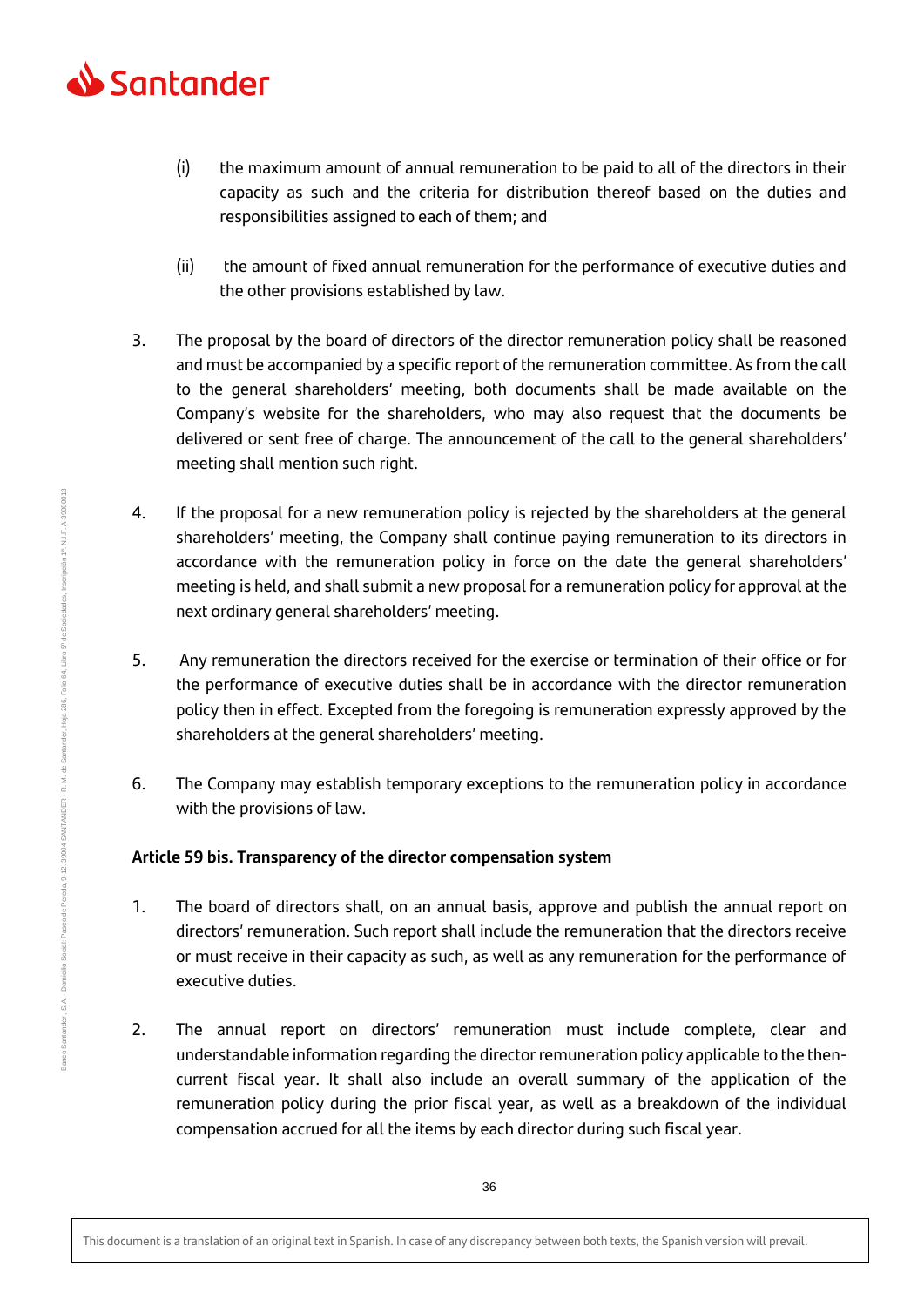(i) the maximum amount of annual remuneration to be paid to all of the directors in their capacity as such and the criteria for distribution thereof based on the duties and responsibilities assigned to each of them; and

(ii) the amount of fixed annual remuneration for the performance of executive duties and the other provisions established by law.

3. The proposal by the board of directors of the director remuneration policy shall be reasoned and must be accompanied by a specific report of the remuneration committee. As from the call to the general shareholders' meeting, both documents shall be made available on the Company's website for the shareholders, who may also request that the documents be delivered or sent free of charge. The announcement of the call to the general shareholders' meeting shall mention such right.

4. If the proposal for a new remuneration policy is rejected by the shareholders at the general shareholders' meeting, the Company shall continue paying remuneration to its directors in accordance with the remuneration policy in force on the date the general shareholders' meeting is held, and shall submit a new proposal for a remuneration policy for approval at the next ordinary general shareholders' meeting.

5. Any remuneration the directors received for the exercise or termination of their office or for the performance of executive duties shall be in accordance with the director remuneration policy then in effect. Excepted from the foregoing is remuneration expressly approved by the shareholders at the general shareholders' meeting.

6. The Company may establish temporary exceptions to the remuneration policy in accordance with the provisions of law.

**Article 59 bis. Transparency of the director compensation system**

1. The board of directors shall, on an annual basis, approve and publish the annual report on directors' remuneration. Such report shall include the remuneration that the directors receive or must receive in their capacity as such, as well as any remuneration for the performance of executive duties.

2. The annual report on directors' remuneration must include complete, clear and understandable information regarding the director remuneration policy applicable to the then-current fiscal year. It shall also include an overall summary of the application of the remuneration policy during the prior fiscal year, as well as a breakdown of the individual compensation accrued for all the items by each director during such fiscal year.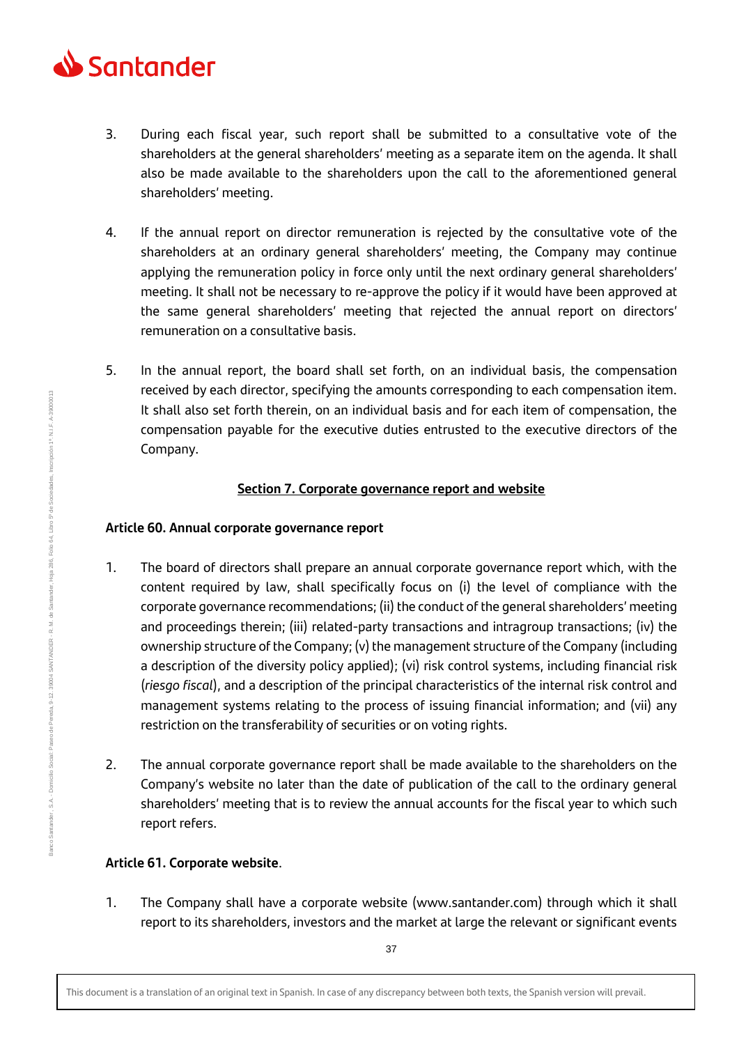3. During each fiscal year, such report shall be submitted to a consultative vote of the shareholders at the general shareholders' meeting as a separate item on the agenda. It shall also be made available to the shareholders upon the call to the aforementioned general shareholders' meeting.

4. If the annual report on director remuneration is rejected by the consultative vote of the shareholders at an ordinary general shareholders' meeting, the Company may continue applying the remuneration policy in force only until the next ordinary general shareholders' meeting. It shall not be necessary to re-approve the policy if it would have been approved at the same general shareholders' meeting that rejected the annual report on directors' remuneration on a consultative basis.

5. In the annual report, the board shall set forth, on an individual basis, the compensation received by each director, specifying the amounts corresponding to each compensation item. It shall also set forth therein, on an individual basis and for each item of compensation, the compensation payable for the executive duties entrusted to the executive directors of the Company.

## Section 7. Corporate governance report and website

### Article 60. Annual corporate governance report

1. The board of directors shall prepare an annual corporate governance report which, with the content required by law, shall specifically focus on (i) the level of compliance with the corporate governance recommendations; (ii) the conduct of the general shareholders' meeting and proceedings therein; (iii) related-party transactions and intragroup transactions; (iv) the ownership structure of the Company; (v) the management structure of the Company (including a description of the diversity policy applied); (vi) risk control systems, including financial risk (*riesgo fiscal*), and a description of the principal characteristics of the internal risk control and management systems relating to the process of issuing financial information; and (vii) any restriction on the transferability of securities or on voting rights.

2. The annual corporate governance report shall be made available to the shareholders on the Company's website no later than the date of publication of the call to the ordinary general shareholders' meeting that is to review the annual accounts for the fiscal year to which such report refers.

### Article 61. Corporate website.

1. The Company shall have a corporate website (www.santander.com) through which it shall report to its shareholders, investors and the market at large the relevant or significant events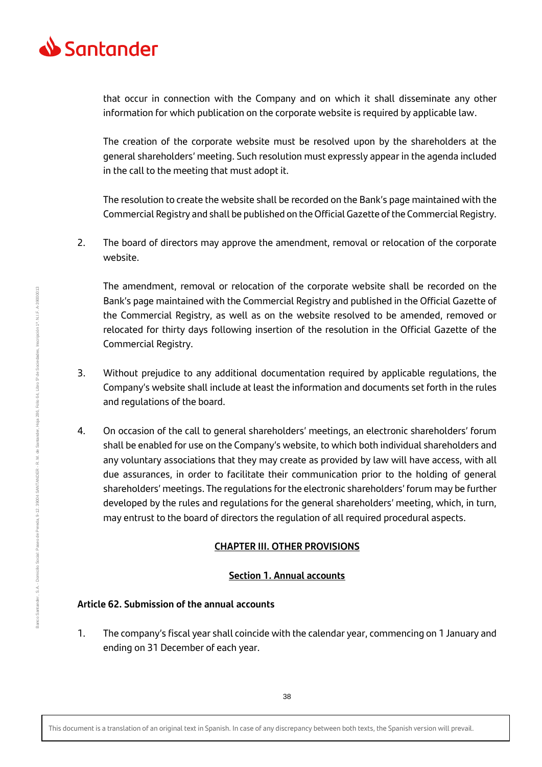that occur in connection with the Company and on which it shall disseminate any other information for which publication on the corporate website is required by applicable law.

The creation of the corporate website must be resolved upon by the shareholders at the general shareholders' meeting. Such resolution must expressly appear in the agenda included in the call to the meeting that must adopt it.

The resolution to create the website shall be recorded on the Bank's page maintained with the Commercial Registry and shall be published on the Official Gazette of the Commercial Registry.

2. The board of directors may approve the amendment, removal or relocation of the corporate website.

   The amendment, removal or relocation of the corporate website shall be recorded on the Bank's page maintained with the Commercial Registry and published in the Official Gazette of the Commercial Registry, as well as on the website resolved to be amended, removed or relocated for thirty days following insertion of the resolution in the Official Gazette of the Commercial Registry.

3. Without prejudice to any additional documentation required by applicable regulations, the Company's website shall include at least the information and documents set forth in the rules and regulations of the board.

4. On occasion of the call to general shareholders' meetings, an electronic shareholders' forum shall be enabled for use on the Company's website, to which both individual shareholders and any voluntary associations that they may create as provided by law will have access, with all due assurances, in order to facilitate their communication prior to the holding of general shareholders' meetings. The regulations for the electronic shareholders' forum may be further developed by the rules and regulations for the general shareholders' meeting, which, in turn, may entrust to the board of directors the regulation of all required procedural aspects.

## CHAPTER III. OTHER PROVISIONS

### Section 1. Annual accounts

#### Article 62. Submission of the annual accounts

1. The company's fiscal year shall coincide with the calendar year, commencing on 1 January and ending on 31 December of each year.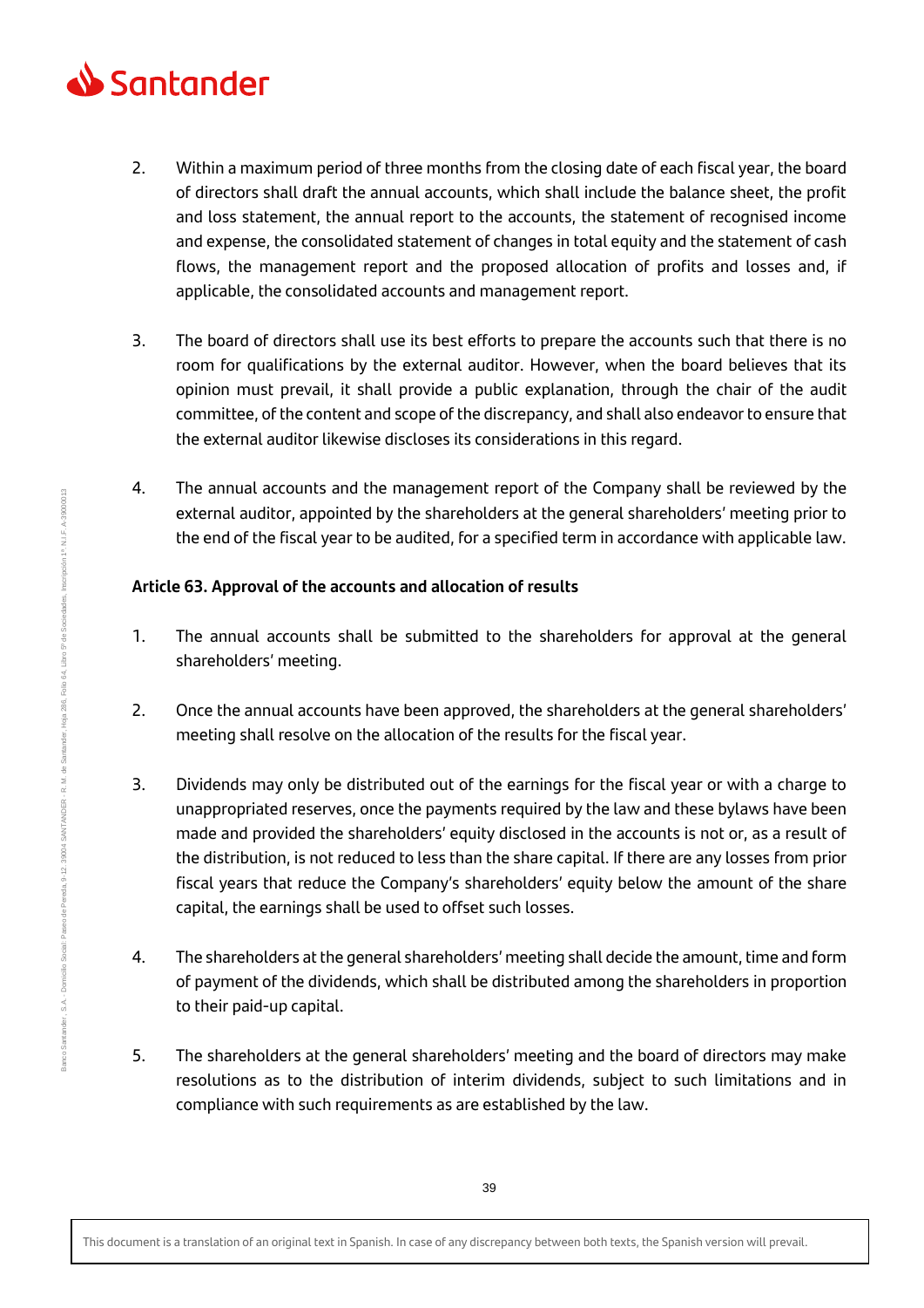2. Within a maximum period of three months from the closing date of each fiscal year, the board of directors shall draft the annual accounts, which shall include the balance sheet, the profit and loss statement, the annual report to the accounts, the statement of recognised income and expense, the consolidated statement of changes in total equity and the statement of cash flows, the management report and the proposed allocation of profits and losses and, if applicable, the consolidated accounts and management report.

3. The board of directors shall use its best efforts to prepare the accounts such that there is no room for qualifications by the external auditor. However, when the board believes that its opinion must prevail, it shall provide a public explanation, through the chair of the audit committee, of the content and scope of the discrepancy, and shall also endeavor to ensure that the external auditor likewise discloses its considerations in this regard.

4. The annual accounts and the management report of the Company shall be reviewed by the external auditor, appointed by the shareholders at the general shareholders' meeting prior to the end of the fiscal year to be audited, for a specified term in accordance with applicable law.

**Article 63. Approval of the accounts and allocation of results**

1. The annual accounts shall be submitted to the shareholders for approval at the general shareholders' meeting.

2. Once the annual accounts have been approved, the shareholders at the general shareholders' meeting shall resolve on the allocation of the results for the fiscal year.

3. Dividends may only be distributed out of the earnings for the fiscal year or with a charge to unappropriated reserves, once the payments required by the law and these bylaws have been made and provided the shareholders' equity disclosed in the accounts is not or, as a result of the distribution, is not reduced to less than the share capital. If there are any losses from prior fiscal years that reduce the Company's shareholders' equity below the amount of the share capital, the earnings shall be used to offset such losses.

4. The shareholders at the general shareholders' meeting shall decide the amount, time and form of payment of the dividends, which shall be distributed among the shareholders in proportion to their paid-up capital.

5. The shareholders at the general shareholders' meeting and the board of directors may make resolutions as to the distribution of interim dividends, subject to such limitations and in compliance with such requirements as are established by the law.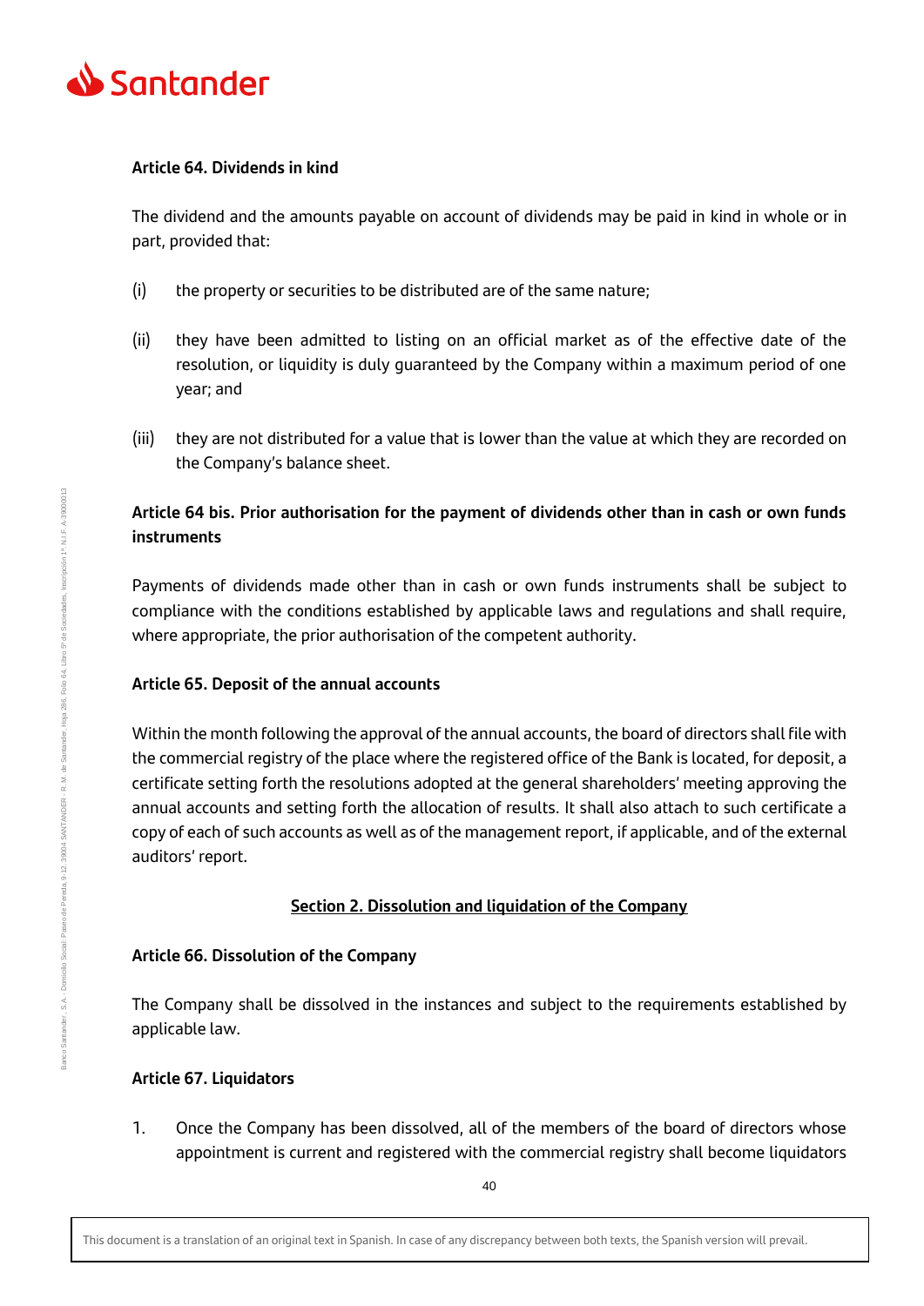**Article 64. Dividends in kind**

The dividend and the amounts payable on account of dividends may be paid in kind in whole or in part, provided that:

(i) the property or securities to be distributed are of the same nature;

(ii) they have been admitted to listing on an official market as of the effective date of the resolution, or liquidity is duly guaranteed by the Company within a maximum period of one year; and

(iii) they are not distributed for a value that is lower than the value at which they are recorded on the Company's balance sheet.

**Article 64 bis. Prior authorisation for the payment of dividends other than in cash or own funds instruments**

Payments of dividends made other than in cash or own funds instruments shall be subject to compliance with the conditions established by applicable laws and regulations and shall require, where appropriate, the prior authorisation of the competent authority.

**Article 65. Deposit of the annual accounts**

Within the month following the approval of the annual accounts, the board of directors shall file with the commercial registry of the place where the registered office of the Bank is located, for deposit, a certificate setting forth the resolutions adopted at the general shareholders' meeting approving the annual accounts and setting forth the allocation of results. It shall also attach to such certificate a copy of each of such accounts as well as of the management report, if applicable, and of the external auditors' report.

## Section 2. Dissolution and liquidation of the Company

**Article 66. Dissolution of the Company**

The Company shall be dissolved in the instances and subject to the requirements established by applicable law.

**Article 67. Liquidators**

1. Once the Company has been dissolved, all of the members of the board of directors whose appointment is current and registered with the commercial registry shall become liquidators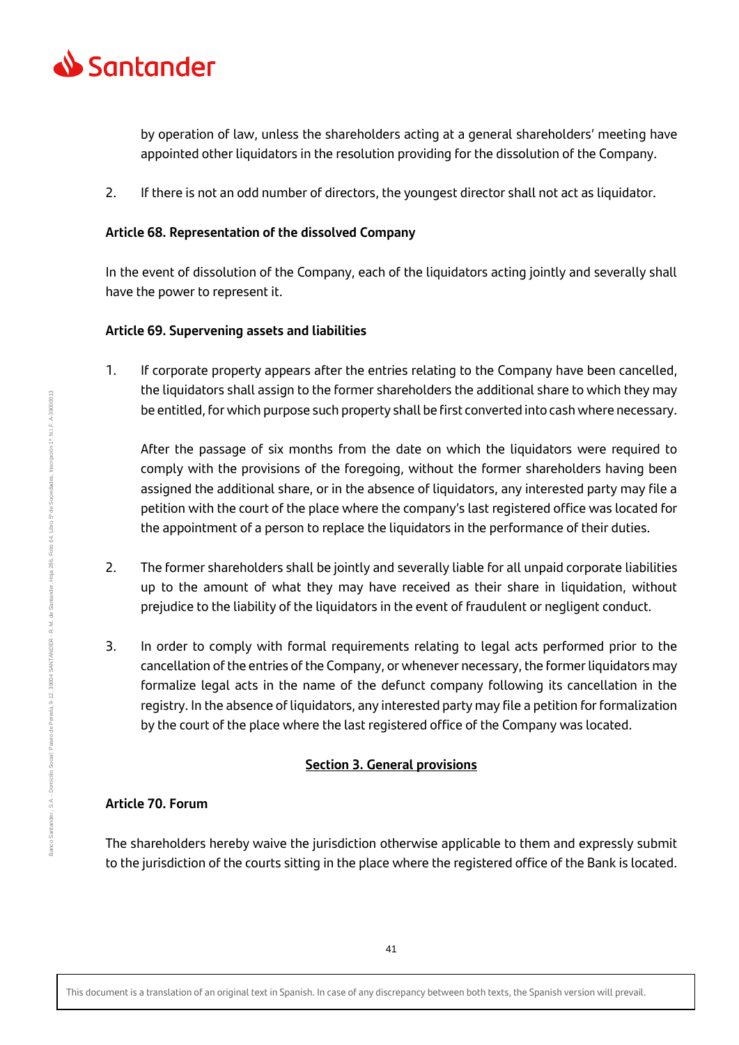by operation of law, unless the shareholders acting at a general shareholders' meeting have appointed other liquidators in the resolution providing for the dissolution of the Company.

2. If there is not an odd number of directors, the youngest director shall not act as liquidator.

**Article 68. Representation of the dissolved Company**

In the event of dissolution of the Company, each of the liquidators acting jointly and severally shall have the power to represent it.

**Article 69. Supervening assets and liabilities**

1. If corporate property appears after the entries relating to the Company have been cancelled, the liquidators shall assign to the former shareholders the additional share to which they may be entitled, for which purpose such property shall be first converted into cash where necessary.

   After the passage of six months from the date on which the liquidators were required to comply with the provisions of the foregoing, without the former shareholders having been assigned the additional share, or in the absence of liquidators, any interested party may file a petition with the court of the place where the company's last registered office was located for the appointment of a person to replace the liquidators in the performance of their duties.

2. The former shareholders shall be jointly and severally liable for all unpaid corporate liabilities up to the amount of what they may have received as their share in liquidation, without prejudice to the liability of the liquidators in the event of fraudulent or negligent conduct.

3. In order to comply with formal requirements relating to legal acts performed prior to the cancellation of the entries of the Company, or whenever necessary, the former liquidators may formalize legal acts in the name of the defunct company following its cancellation in the registry. In the absence of liquidators, any interested party may file a petition for formalization by the court of the place where the last registered office of the Company was located.

## Section 3. General provisions

**Article 70. Forum**

The shareholders hereby waive the jurisdiction otherwise applicable to them and expressly submit to the jurisdiction of the courts sitting in the place where the registered office of the Bank is located.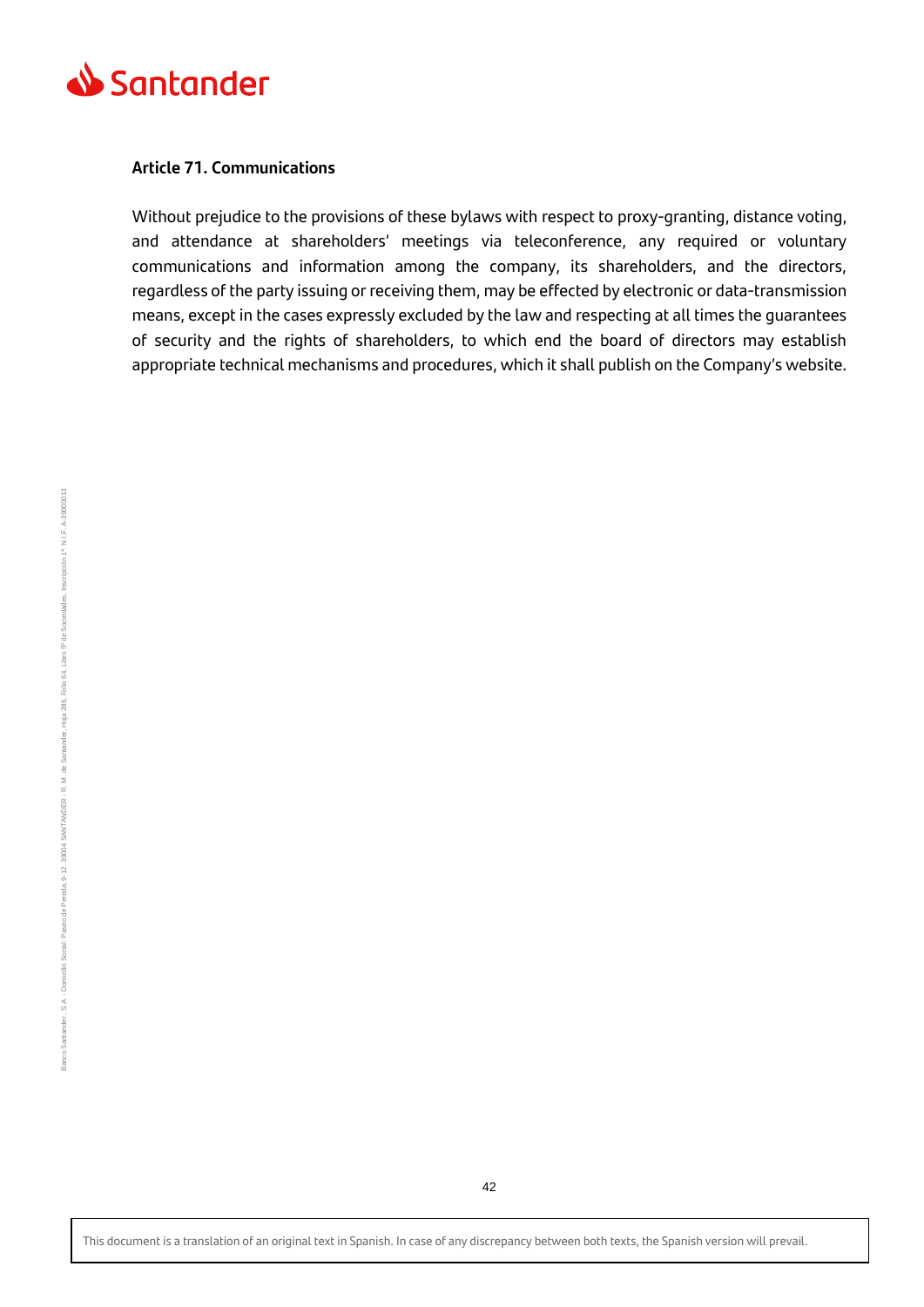**Article 71. Communications**

Without prejudice to the provisions of these bylaws with respect to proxy-granting, distance voting, and attendance at shareholders' meetings via teleconference, any required or voluntary communications and information among the company, its shareholders, and the directors, regardless of the party issuing or receiving them, may be effected by electronic or data-transmission means, except in the cases expressly excluded by the law and respecting at all times the guarantees of security and the rights of shareholders, to which end the board of directors may establish appropriate technical mechanisms and procedures, which it shall publish on the Company's website.